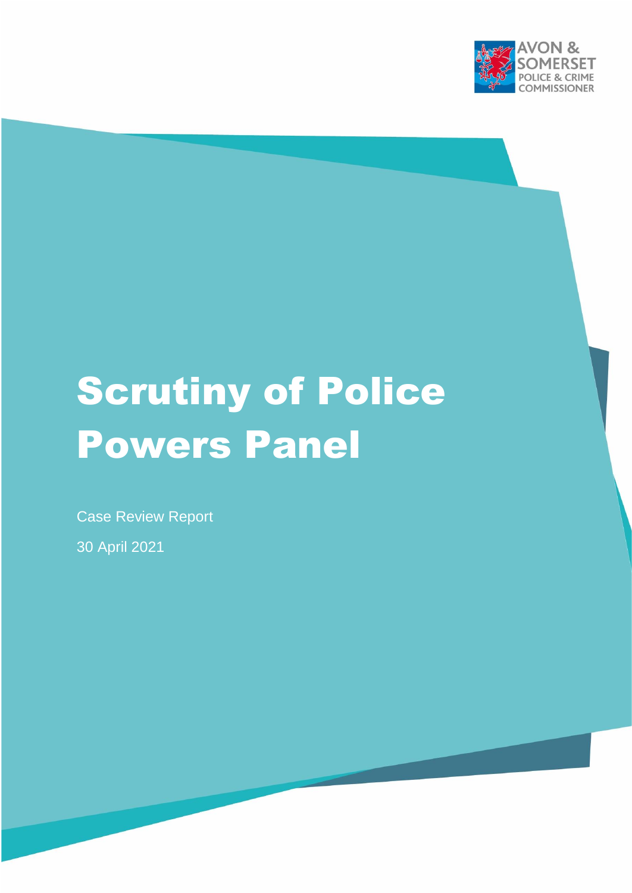AVON & SOMERSET POLICE & CRIME COMMISSIONER

# Scrutiny of Police Powers Panel

Case Review Report

30 April 2021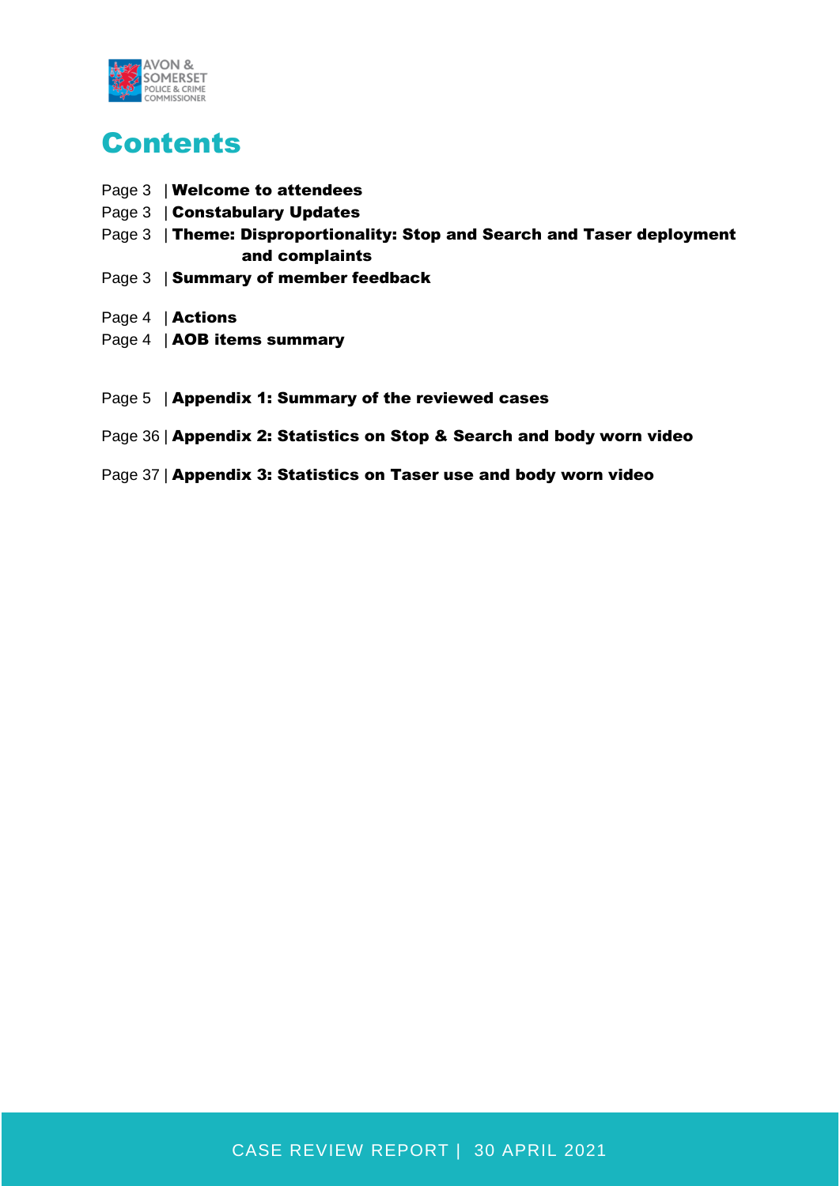# Contents

Page 3 | **Welcome to attendees**

Page 3 | **Constabulary Updates**

Page 3 | **Theme: Disproportionality: Stop and Search and Taser deployment and complaints**

Page 3 | **Summary of member feedback**

Page 4 | **Actions**

Page 4 | **AOB items summary**

Page 5 | **Appendix 1: Summary of the reviewed cases**

Page 36 | **Appendix 2: Statistics on Stop & Search and body worn video**

Page 37 | **Appendix 3: Statistics on Taser use and body worn video**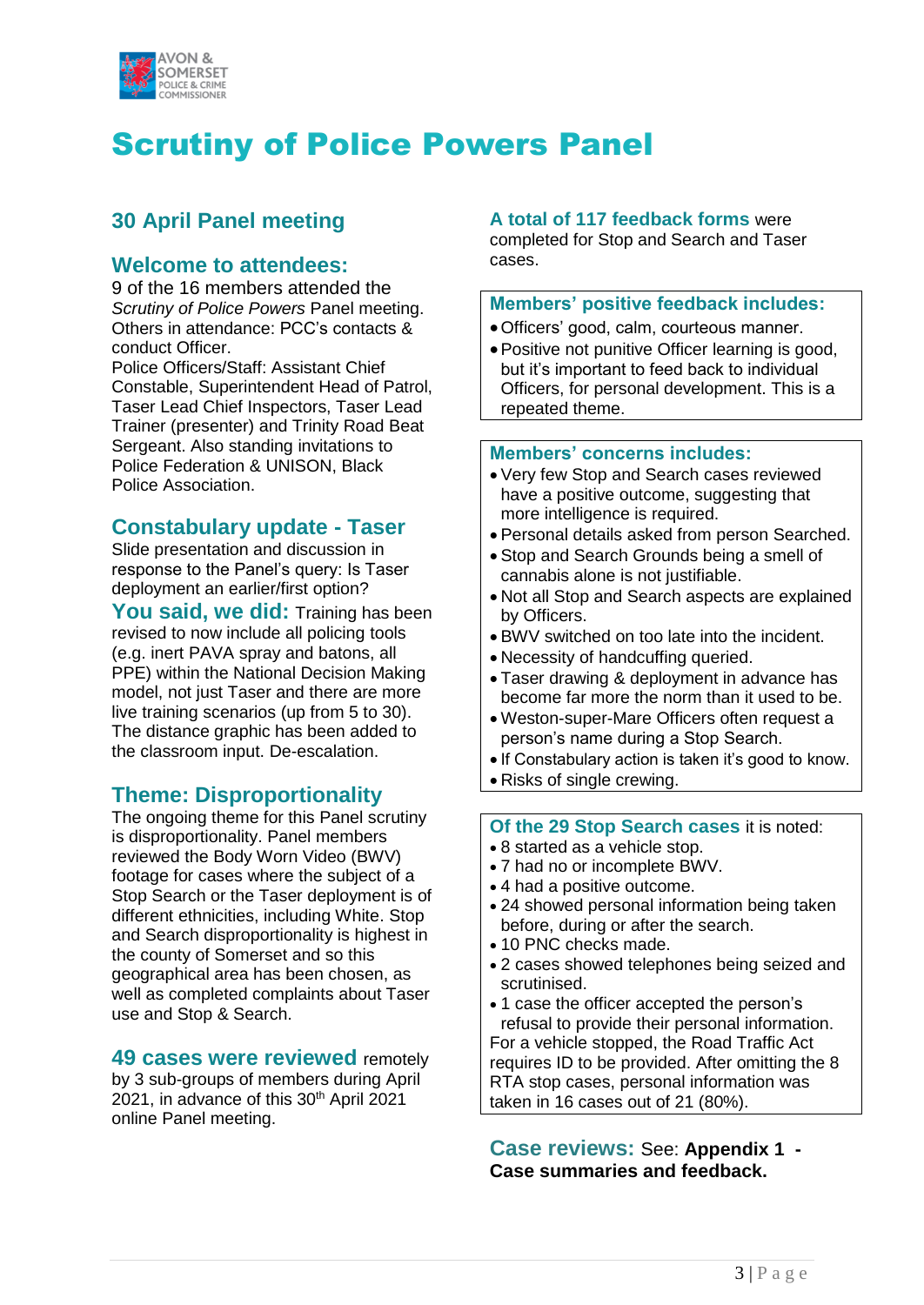# Scrutiny of Police Powers Panel

## 30 April Panel meeting

### Welcome to attendees:

9 of the 16 members attended the *Scrutiny of Police Powers* Panel meeting. Others in attendance: PCC's contacts & conduct Officer.
Police Officers/Staff: Assistant Chief Constable, Superintendent Head of Patrol, Taser Lead Chief Inspectors, Taser Lead Trainer (presenter) and Trinity Road Beat Sergeant. Also standing invitations to Police Federation & UNISON, Black Police Association.

### Constabulary update - Taser

Slide presentation and discussion in response to the Panel's query: Is Taser deployment an earlier/first option?

**You said, we did:** Training has been revised to now include all policing tools (e.g. inert PAVA spray and batons, all PPE) within the National Decision Making model, not just Taser and there are more live training scenarios (up from 5 to 30). The distance graphic has been added to the classroom input. De-escalation.

### Theme: Disproportionality

The ongoing theme for this Panel scrutiny is disproportionality. Panel members reviewed the Body Worn Video (BWV) footage for cases where the subject of a Stop Search or the Taser deployment is of different ethnicities, including White. Stop and Search disproportionality is highest in the county of Somerset and so this geographical area has been chosen, as well as completed complaints about Taser use and Stop & Search.

**49 cases were reviewed** remotely by 3 sub-groups of members during April 2021, in advance of this 30th April 2021 online Panel meeting.

**A total of 117 feedback forms** were completed for Stop and Search and Taser cases.

### Members' positive feedback includes:

- Officers' good, calm, courteous manner.
- Positive not punitive Officer learning is good, but it's important to feed back to individual Officers, for personal development. This is a repeated theme.

### Members' concerns includes:

- Very few Stop and Search cases reviewed have a positive outcome, suggesting that more intelligence is required.
- Personal details asked from person Searched.
- Stop and Search Grounds being a smell of cannabis alone is not justifiable.
- Not all Stop and Search aspects are explained by Officers.
- BWV switched on too late into the incident.
- Necessity of handcuffing queried.
- Taser drawing & deployment in advance has become far more the norm than it used to be.
- Weston-super-Mare Officers often request a person's name during a Stop Search.
- If Constabulary action is taken it's good to know.
- Risks of single crewing.

**Of the 29 Stop Search cases** it is noted:

- 8 started as a vehicle stop.
- 7 had no or incomplete BWV.
- 4 had a positive outcome.
- 24 showed personal information being taken before, during or after the search.
- 10 PNC checks made.
- 2 cases showed telephones being seized and scrutinised.
- 1 case the officer accepted the person's refusal to provide their personal information.

For a vehicle stopped, the Road Traffic Act requires ID to be provided. After omitting the 8 RTA stop cases, personal information was taken in 16 cases out of 21 (80%).

**Case reviews:** See: **Appendix 1 - Case summaries and feedback.**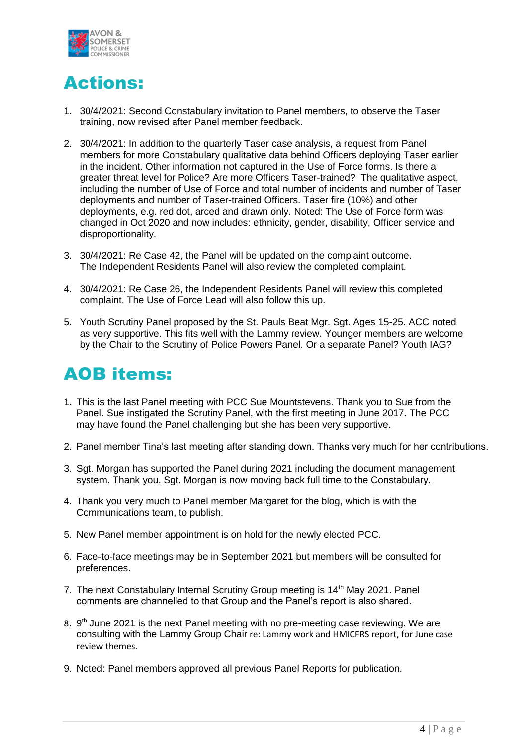# Actions:

1. 30/4/2021: Second Constabulary invitation to Panel members, to observe the Taser training, now revised after Panel member feedback.

2. 30/4/2021: In addition to the quarterly Taser case analysis, a request from Panel members for more Constabulary qualitative data behind Officers deploying Taser earlier in the incident. Other information not captured in the Use of Force forms. Is there a greater threat level for Police? Are more Officers Taser-trained? The qualitative aspect, including the number of Use of Force and total number of incidents and number of Taser deployments and number of Taser-trained Officers. Taser fire (10%) and other deployments, e.g. red dot, arced and drawn only. Noted: The Use of Force form was changed in Oct 2020 and now includes: ethnicity, gender, disability, Officer service and disproportionality.

3. 30/4/2021: Re Case 42, the Panel will be updated on the complaint outcome. The Independent Residents Panel will also review the completed complaint.

4. 30/4/2021: Re Case 26, the Independent Residents Panel will review this completed complaint. The Use of Force Lead will also follow this up.

5. Youth Scrutiny Panel proposed by the St. Pauls Beat Mgr. Sgt. Ages 15-25. ACC noted as very supportive. This fits well with the Lammy review. Younger members are welcome by the Chair to the Scrutiny of Police Powers Panel. Or a separate Panel? Youth IAG?

# AOB items:

1. This is the last Panel meeting with PCC Sue Mountstevens. Thank you to Sue from the Panel. Sue instigated the Scrutiny Panel, with the first meeting in June 2017. The PCC may have found the Panel challenging but she has been very supportive.

2. Panel member Tina's last meeting after standing down. Thanks very much for her contributions.

3. Sgt. Morgan has supported the Panel during 2021 including the document management system. Thank you. Sgt. Morgan is now moving back full time to the Constabulary.

4. Thank you very much to Panel member Margaret for the blog, which is with the Communications team, to publish.

5. New Panel member appointment is on hold for the newly elected PCC.

6. Face-to-face meetings may be in September 2021 but members will be consulted for preferences.

7. The next Constabulary Internal Scrutiny Group meeting is 14th May 2021. Panel comments are channelled to that Group and the Panel's report is also shared.

8. 9th June 2021 is the next Panel meeting with no pre-meeting case reviewing. We are consulting with the Lammy Group Chair re: Lammy work and HMICFRS report, for June case review themes.

9. Noted: Panel members approved all previous Panel Reports for publication.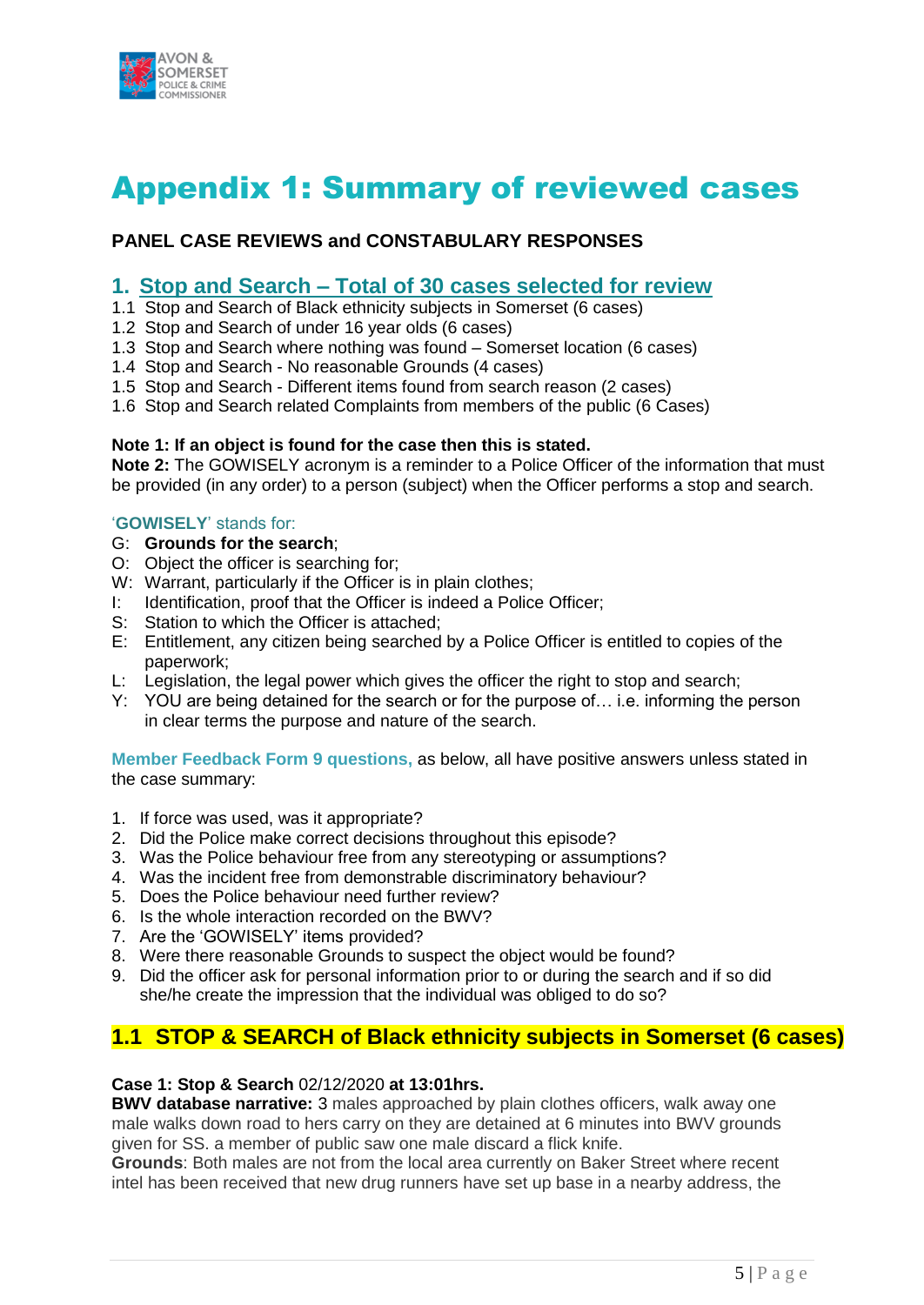# Appendix 1: Summary of reviewed cases

**PANEL CASE REVIEWS and CONSTABULARY RESPONSES**

## 1. Stop and Search – Total of 30 cases selected for review

1.1 Stop and Search of Black ethnicity subjects in Somerset (6 cases)
1.2 Stop and Search of under 16 year olds (6 cases)
1.3 Stop and Search where nothing was found – Somerset location (6 cases)
1.4 Stop and Search - No reasonable Grounds (4 cases)
1.5 Stop and Search - Different items found from search reason (2 cases)
1.6 Stop and Search related Complaints from members of the public (6 Cases)

**Note 1: If an object is found for the case then this is stated.**
**Note 2:** The GOWISELY acronym is a reminder to a Police Officer of the information that must be provided (in any order) to a person (subject) when the Officer performs a stop and search.

'**GOWISELY**' stands for:

- G: **Grounds for the search**;
- O: Object the officer is searching for;
- W: Warrant, particularly if the Officer is in plain clothes;
- I: Identification, proof that the Officer is indeed a Police Officer;
- S: Station to which the Officer is attached;
- E: Entitlement, any citizen being searched by a Police Officer is entitled to copies of the paperwork;
- L: Legislation, the legal power which gives the officer the right to stop and search;
- Y: YOU are being detained for the search or for the purpose of… i.e. informing the person in clear terms the purpose and nature of the search.

**Member Feedback Form 9 questions,** as below, all have positive answers unless stated in the case summary:

1. If force was used, was it appropriate?
2. Did the Police make correct decisions throughout this episode?
3. Was the Police behaviour free from any stereotyping or assumptions?
4. Was the incident free from demonstrable discriminatory behaviour?
5. Does the Police behaviour need further review?
6. Is the whole interaction recorded on the BWV?
7. Are the 'GOWISELY' items provided?
8. Were there reasonable Grounds to suspect the object would be found?
9. Did the officer ask for personal information prior to or during the search and if so did she/he create the impression that the individual was obliged to do so?

## 1.1 STOP & SEARCH of Black ethnicity subjects in Somerset (6 cases)

**Case 1: Stop & Search** 02/12/2020 **at 13:01hrs.**
**BWV database narrative:** 3 males approached by plain clothes officers, walk away one male walks down road to hers carry on they are detained at 6 minutes into BWV grounds given for SS. a member of public saw one male discard a flick knife.
**Grounds**: Both males are not from the local area currently on Baker Street where recent intel has been received that new drug runners have set up base in a nearby address, the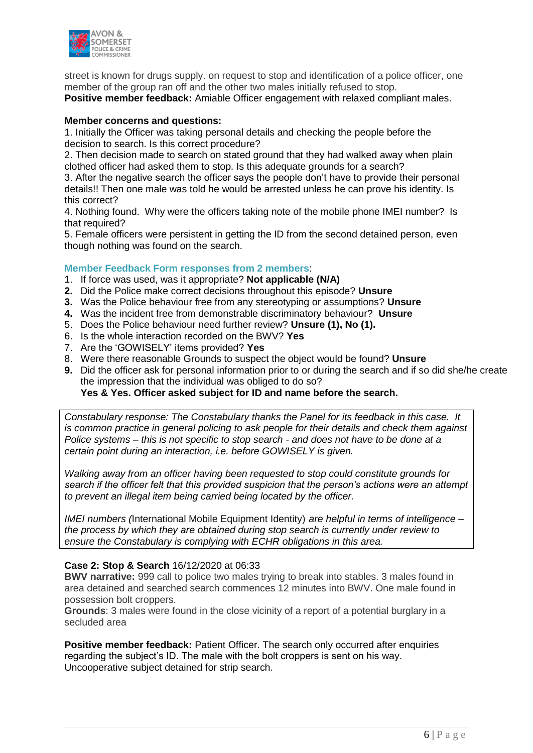street is known for drugs supply. on request to stop and identification of a police officer, one member of the group ran off and the other two males initially refused to stop.
**Positive member feedback:** Amiable Officer engagement with relaxed compliant males.

**Member concerns and questions:**
1. Initially the Officer was taking personal details and checking the people before the decision to search. Is this correct procedure?
2. Then decision made to search on stated ground that they had walked away when plain clothed officer had asked them to stop. Is this adequate grounds for a search?
3. After the negative search the officer says the people don't have to provide their personal details!! Then one male was told he would be arrested unless he can prove his identity. Is this correct?
4. Nothing found. Why were the officers taking note of the mobile phone IMEI number? Is that required?
5. Female officers were persistent in getting the ID from the second detained person, even though nothing was found on the search.

**Member Feedback Form responses from 2 members**:

1. If force was used, was it appropriate? **Not applicable (N/A)**
2. Did the Police make correct decisions throughout this episode? **Unsure**
3. Was the Police behaviour free from any stereotyping or assumptions? **Unsure**
4. Was the incident free from demonstrable discriminatory behaviour? **Unsure**
5. Does the Police behaviour need further review? **Unsure (1), No (1).**
6. Is the whole interaction recorded on the BWV? **Yes**
7. Are the 'GOWISELY' items provided? **Yes**
8. Were there reasonable Grounds to suspect the object would be found? **Unsure**
9. Did the officer ask for personal information prior to or during the search and if so did she/he create the impression that the individual was obliged to do so?
   **Yes & Yes. Officer asked subject for ID and name before the search.**

*Constabulary response: The Constabulary thanks the Panel for its feedback in this case. It is common practice in general policing to ask people for their details and check them against Police systems – this is not specific to stop search - and does not have to be done at a certain point during an interaction, i.e. before GOWISELY is given.*

*Walking away from an officer having been requested to stop could constitute grounds for search if the officer felt that this provided suspicion that the person's actions were an attempt to prevent an illegal item being carried being located by the officer.*

*IMEI numbers (*International Mobile Equipment Identity) *are helpful in terms of intelligence – the process by which they are obtained during stop search is currently under review to ensure the Constabulary is complying with ECHR obligations in this area.*

**Case 2: Stop & Search** 16/12/2020 at 06:33
**BWV narrative:** 999 call to police two males trying to break into stables. 3 males found in area detained and searched search commences 12 minutes into BWV. One male found in possession bolt croppers.
**Grounds**: 3 males were found in the close vicinity of a report of a potential burglary in a secluded area

**Positive member feedback:** Patient Officer. The search only occurred after enquiries regarding the subject's ID. The male with the bolt croppers is sent on his way. Uncooperative subject detained for strip search.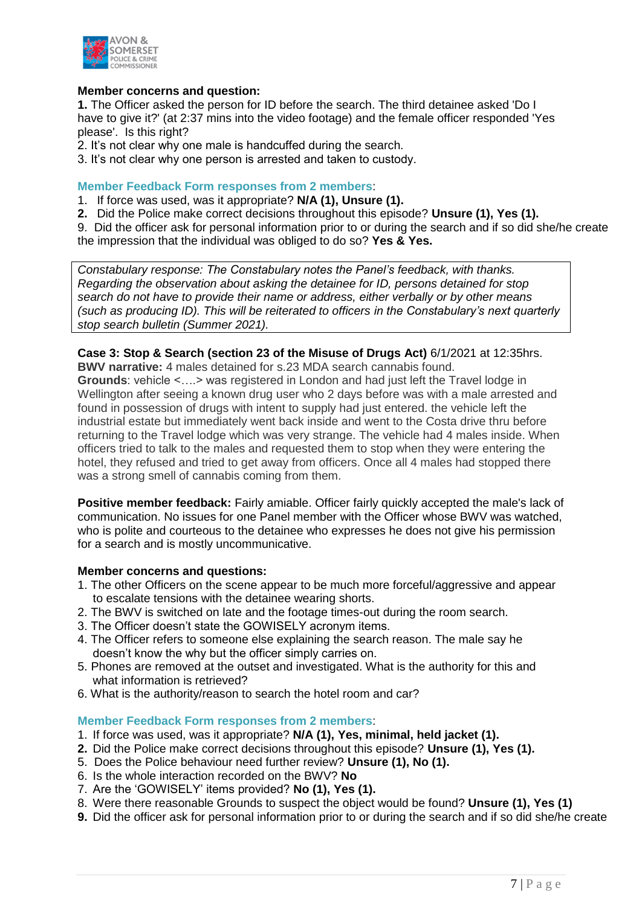**Member concerns and question:**

**1.** The Officer asked the person for ID before the search. The third detainee asked 'Do I have to give it?' (at 2:37 mins into the video footage) and the female officer responded 'Yes please'. Is this right?

2. It's not clear why one male is handcuffed during the search.

3. It's not clear why one person is arrested and taken to custody.

**Member Feedback Form responses from 2 members**:

1. If force was used, was it appropriate? **N/A (1), Unsure (1).**
2. Did the Police make correct decisions throughout this episode? **Unsure (1), Yes (1).**

9. Did the officer ask for personal information prior to or during the search and if so did she/he create the impression that the individual was obliged to do so? **Yes & Yes.**

*Constabulary response: The Constabulary notes the Panel's feedback, with thanks. Regarding the observation about asking the detainee for ID, persons detained for stop search do not have to provide their name or address, either verbally or by other means (such as producing ID). This will be reiterated to officers in the Constabulary's next quarterly stop search bulletin (Summer 2021).*

**Case 3: Stop & Search (section 23 of the Misuse of Drugs Act)** 6/1/2021 at 12:35hrs.

**BWV narrative:** 4 males detained for s.23 MDA search cannabis found.

**Grounds**: vehicle <….> was registered in London and had just left the Travel lodge in Wellington after seeing a known drug user who 2 days before was with a male arrested and found in possession of drugs with intent to supply had just entered. the vehicle left the industrial estate but immediately went back inside and went to the Costa drive thru before returning to the Travel lodge which was very strange. The vehicle had 4 males inside. When officers tried to talk to the males and requested them to stop when they were entering the hotel, they refused and tried to get away from officers. Once all 4 males had stopped there was a strong smell of cannabis coming from them.

**Positive member feedback:** Fairly amiable. Officer fairly quickly accepted the male's lack of communication. No issues for one Panel member with the Officer whose BWV was watched, who is polite and courteous to the detainee who expresses he does not give his permission for a search and is mostly uncommunicative.

**Member concerns and questions:**

1. The other Officers on the scene appear to be much more forceful/aggressive and appear to escalate tensions with the detainee wearing shorts.
2. The BWV is switched on late and the footage times-out during the room search.
3. The Officer doesn't state the GOWISELY acronym items.
4. The Officer refers to someone else explaining the search reason. The male say he doesn't know the why but the officer simply carries on.
5. Phones are removed at the outset and investigated. What is the authority for this and what information is retrieved?
6. What is the authority/reason to search the hotel room and car?

**Member Feedback Form responses from 2 members**:

1. If force was used, was it appropriate? **N/A (1), Yes, minimal, held jacket (1).**
2. Did the Police make correct decisions throughout this episode? **Unsure (1), Yes (1).**
5. Does the Police behaviour need further review? **Unsure (1), No (1).**
6. Is the whole interaction recorded on the BWV? **No**
7. Are the 'GOWISELY' items provided? **No (1), Yes (1).**
8. Were there reasonable Grounds to suspect the object would be found? **Unsure (1), Yes (1)**
9. Did the officer ask for personal information prior to or during the search and if so did she/he create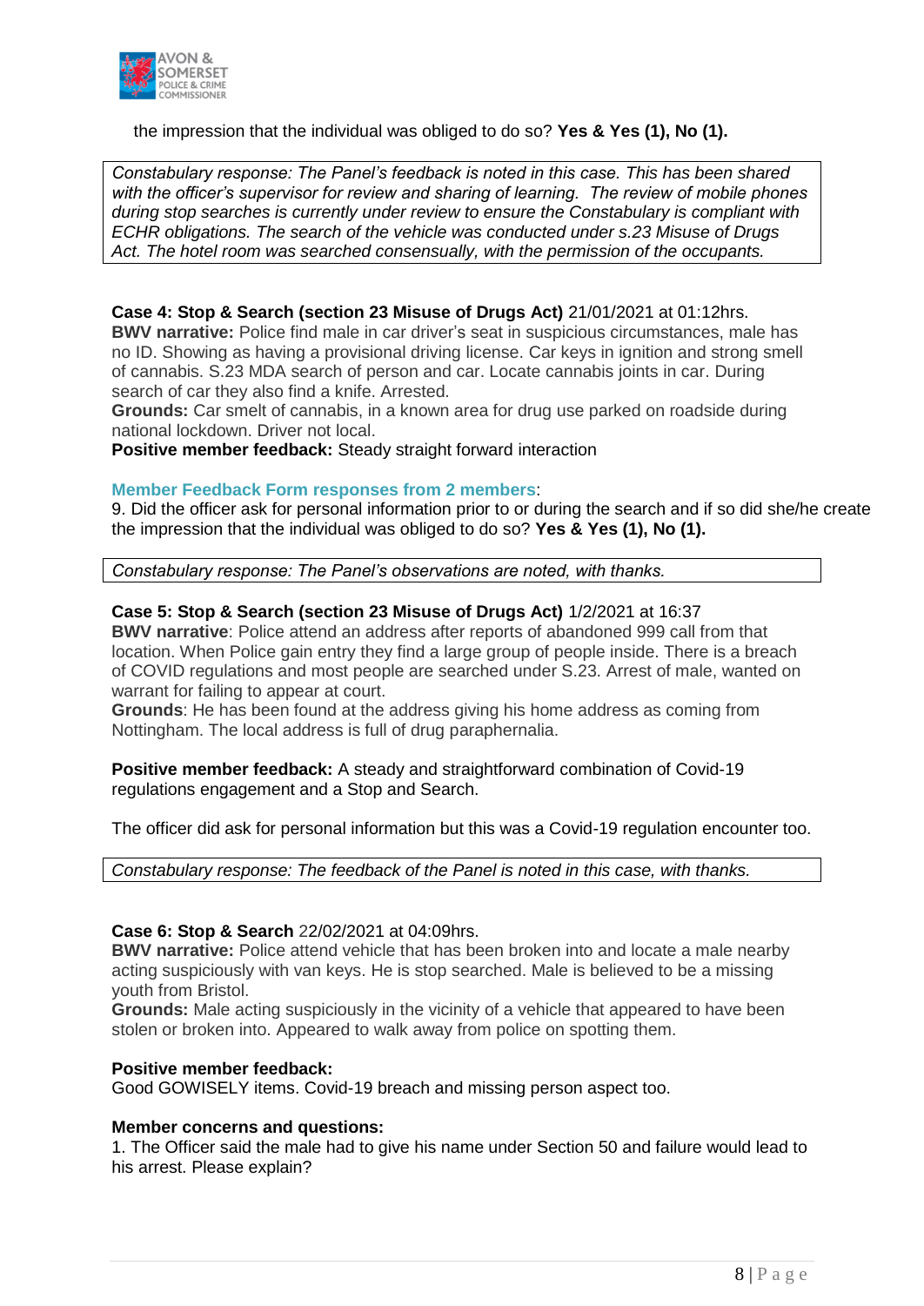the impression that the individual was obliged to do so? **Yes & Yes (1), No (1).**

*Constabulary response: The Panel's feedback is noted in this case. This has been shared with the officer's supervisor for review and sharing of learning. The review of mobile phones during stop searches is currently under review to ensure the Constabulary is compliant with ECHR obligations. The search of the vehicle was conducted under s.23 Misuse of Drugs Act. The hotel room was searched consensually, with the permission of the occupants.*

**Case 4: Stop & Search (section 23 Misuse of Drugs Act)** 21/01/2021 at 01:12hrs.
**BWV narrative:** Police find male in car driver's seat in suspicious circumstances, male has no ID. Showing as having a provisional driving license. Car keys in ignition and strong smell of cannabis. S.23 MDA search of person and car. Locate cannabis joints in car. During search of car they also find a knife. Arrested.
**Grounds:** Car smelt of cannabis, in a known area for drug use parked on roadside during national lockdown. Driver not local.
**Positive member feedback:** Steady straight forward interaction

**Member Feedback Form responses from 2 members**:
9. Did the officer ask for personal information prior to or during the search and if so did she/he create the impression that the individual was obliged to do so? **Yes & Yes (1), No (1).**

*Constabulary response: The Panel's observations are noted, with thanks.*

**Case 5: Stop & Search (section 23 Misuse of Drugs Act)** 1/2/2021 at 16:37
**BWV narrative**: Police attend an address after reports of abandoned 999 call from that location. When Police gain entry they find a large group of people inside. There is a breach of COVID regulations and most people are searched under S.23. Arrest of male, wanted on warrant for failing to appear at court.
**Grounds**: He has been found at the address giving his home address as coming from Nottingham. The local address is full of drug paraphernalia.

**Positive member feedback:** A steady and straightforward combination of Covid-19 regulations engagement and a Stop and Search.

The officer did ask for personal information but this was a Covid-19 regulation encounter too.

*Constabulary response: The feedback of the Panel is noted in this case, with thanks.*

**Case 6: Stop & Search** 22/02/2021 at 04:09hrs.
**BWV narrative:** Police attend vehicle that has been broken into and locate a male nearby acting suspiciously with van keys. He is stop searched. Male is believed to be a missing youth from Bristol.
**Grounds:** Male acting suspiciously in the vicinity of a vehicle that appeared to have been stolen or broken into. Appeared to walk away from police on spotting them.

**Positive member feedback:**
Good GOWISELY items. Covid-19 breach and missing person aspect too.

**Member concerns and questions:**
1. The Officer said the male had to give his name under Section 50 and failure would lead to his arrest. Please explain?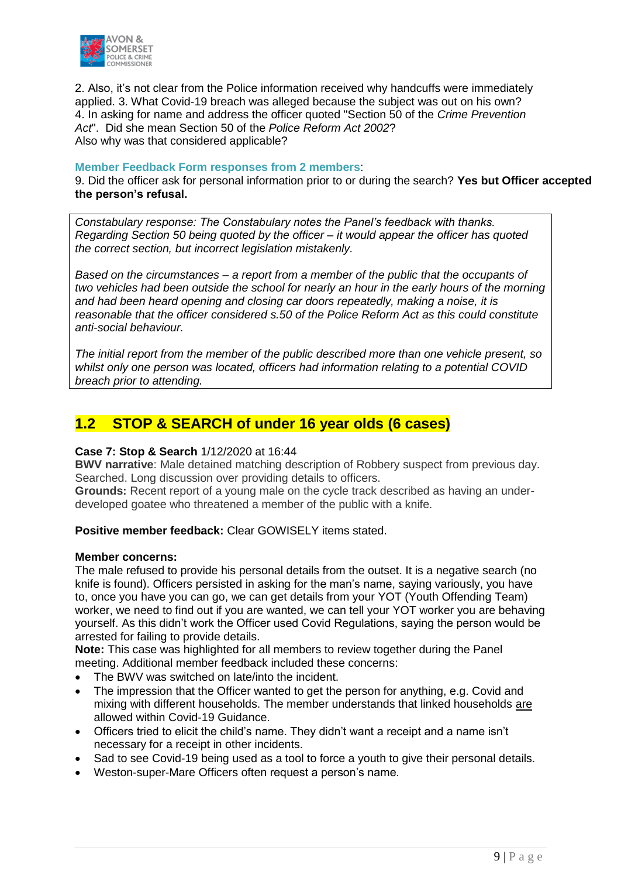2. Also, it's not clear from the Police information received why handcuffs were immediately applied. 3. What Covid-19 breach was alleged because the subject was out on his own?
4. In asking for name and address the officer quoted "Section 50 of the *Crime Prevention Act*". Did she mean Section 50 of the *Police Reform Act 2002*?
Also why was that considered applicable?

**Member Feedback Form responses from 2 members**:
9. Did the officer ask for personal information prior to or during the search? **Yes but Officer accepted the person's refusal.**

> *Constabulary response: The Constabulary notes the Panel's feedback with thanks. Regarding Section 50 being quoted by the officer – it would appear the officer has quoted the correct section, but incorrect legislation mistakenly.*
>
> *Based on the circumstances – a report from a member of the public that the occupants of two vehicles had been outside the school for nearly an hour in the early hours of the morning and had been heard opening and closing car doors repeatedly, making a noise, it is reasonable that the officer considered s.50 of the Police Reform Act as this could constitute anti-social behaviour.*
>
> *The initial report from the member of the public described more than one vehicle present, so whilst only one person was located, officers had information relating to a potential COVID breach prior to attending.*

## 1.2 STOP & SEARCH of under 16 year olds (6 cases)

**Case 7: Stop & Search** 1/12/2020 at 16:44
**BWV narrative**: Male detained matching description of Robbery suspect from previous day. Searched. Long discussion over providing details to officers.
**Grounds:** Recent report of a young male on the cycle track described as having an under-developed goatee who threatened a member of the public with a knife.

**Positive member feedback:** Clear GOWISELY items stated.

**Member concerns:**
The male refused to provide his personal details from the outset. It is a negative search (no knife is found). Officers persisted in asking for the man's name, saying variously, you have to, once you have you can go, we can get details from your YOT (Youth Offending Team) worker, we need to find out if you are wanted, we can tell your YOT worker you are behaving yourself. As this didn't work the Officer used Covid Regulations, saying the person would be arrested for failing to provide details.
**Note:** This case was highlighted for all members to review together during the Panel meeting. Additional member feedback included these concerns:

- The BWV was switched on late/into the incident.
- The impression that the Officer wanted to get the person for anything, e.g. Covid and mixing with different households. The member understands that linked households are allowed within Covid-19 Guidance.
- Officers tried to elicit the child's name. They didn't want a receipt and a name isn't necessary for a receipt in other incidents.
- Sad to see Covid-19 being used as a tool to force a youth to give their personal details.
- Weston-super-Mare Officers often request a person's name.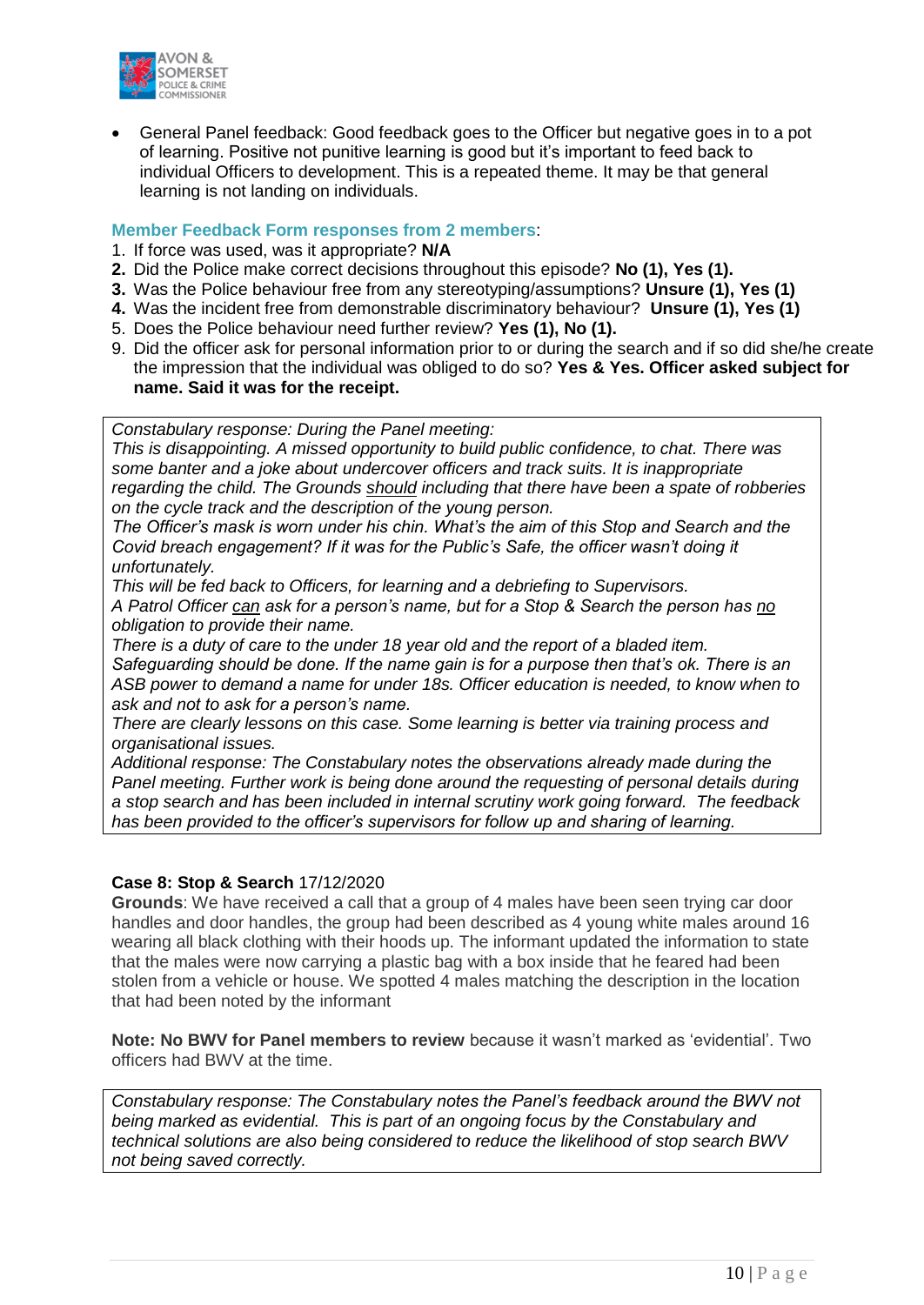- General Panel feedback: Good feedback goes to the Officer but negative goes in to a pot of learning. Positive not punitive learning is good but it's important to feed back to individual Officers to development. This is a repeated theme. It may be that general learning is not landing on individuals.

**Member Feedback Form responses from 2 members**:

1. If force was used, was it appropriate? **N/A**
2. Did the Police make correct decisions throughout this episode? **No (1), Yes (1).**
3. Was the Police behaviour free from any stereotyping/assumptions? **Unsure (1), Yes (1)**
4. Was the incident free from demonstrable discriminatory behaviour? **Unsure (1), Yes (1)**
5. Does the Police behaviour need further review? **Yes (1), No (1).**

9. Did the officer ask for personal information prior to or during the search and if so did she/he create the impression that the individual was obliged to do so? **Yes & Yes. Officer asked subject for name. Said it was for the receipt.**

> *Constabulary response: During the Panel meeting:*
> *This is disappointing. A missed opportunity to build public confidence, to chat. There was some banter and a joke about undercover officers and track suits. It is inappropriate regarding the child. The Grounds should including that there have been a spate of robberies on the cycle track and the description of the young person.*
> *The Officer's mask is worn under his chin. What's the aim of this Stop and Search and the Covid breach engagement? If it was for the Public's Safe, the officer wasn't doing it unfortunately.*
> *This will be fed back to Officers, for learning and a debriefing to Supervisors.*
> *A Patrol Officer can ask for a person's name, but for a Stop & Search the person has no obligation to provide their name.*
> *There is a duty of care to the under 18 year old and the report of a bladed item. Safeguarding should be done. If the name gain is for a purpose then that's ok. There is an ASB power to demand a name for under 18s. Officer education is needed, to know when to ask and not to ask for a person's name.*
> *There are clearly lessons on this case. Some learning is better via training process and organisational issues.*
> *Additional response: The Constabulary notes the observations already made during the Panel meeting. Further work is being done around the requesting of personal details during a stop search and has been included in internal scrutiny work going forward. The feedback has been provided to the officer's supervisors for follow up and sharing of learning.*

**Case 8: Stop & Search** 17/12/2020

**Grounds**: We have received a call that a group of 4 males have been seen trying car door handles and door handles, the group had been described as 4 young white males around 16 wearing all black clothing with their hoods up. The informant updated the information to state that the males were now carrying a plastic bag with a box inside that he feared had been stolen from a vehicle or house. We spotted 4 males matching the description in the location that had been noted by the informant

**Note: No BWV for Panel members to review** because it wasn't marked as 'evidential'. Two officers had BWV at the time.

> *Constabulary response: The Constabulary notes the Panel's feedback around the BWV not being marked as evidential. This is part of an ongoing focus by the Constabulary and technical solutions are also being considered to reduce the likelihood of stop search BWV not being saved correctly.*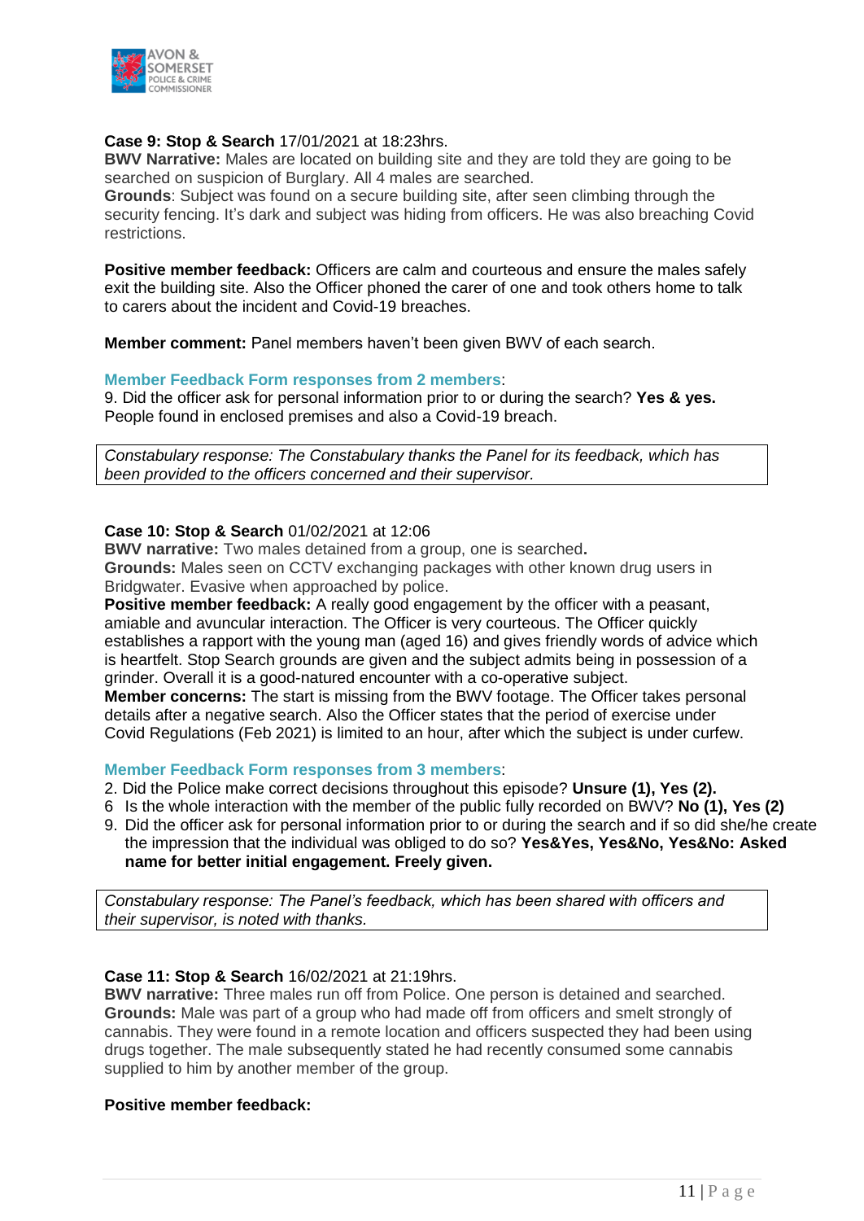**Case 9: Stop & Search** 17/01/2021 at 18:23hrs.
**BWV Narrative:** Males are located on building site and they are told they are going to be searched on suspicion of Burglary. All 4 males are searched.
**Grounds**: Subject was found on a secure building site, after seen climbing through the security fencing. It's dark and subject was hiding from officers. He was also breaching Covid restrictions.

**Positive member feedback:** Officers are calm and courteous and ensure the males safely exit the building site. Also the Officer phoned the carer of one and took others home to talk to carers about the incident and Covid-19 breaches.

**Member comment:** Panel members haven't been given BWV of each search.

**Member Feedback Form responses from 2 members**:
9. Did the officer ask for personal information prior to or during the search? **Yes & yes.** People found in enclosed premises and also a Covid-19 breach.

*Constabulary response: The Constabulary thanks the Panel for its feedback, which has been provided to the officers concerned and their supervisor.*

**Case 10: Stop & Search** 01/02/2021 at 12:06
**BWV narrative:** Two males detained from a group, one is searched**.**
**Grounds:** Males seen on CCTV exchanging packages with other known drug users in Bridgwater. Evasive when approached by police.
**Positive member feedback:** A really good engagement by the officer with a peasant, amiable and avuncular interaction. The Officer is very courteous. The Officer quickly establishes a rapport with the young man (aged 16) and gives friendly words of advice which is heartfelt. Stop Search grounds are given and the subject admits being in possession of a grinder. Overall it is a good-natured encounter with a co-operative subject.
**Member concerns:** The start is missing from the BWV footage. The Officer takes personal details after a negative search. Also the Officer states that the period of exercise under Covid Regulations (Feb 2021) is limited to an hour, after which the subject is under curfew.

**Member Feedback Form responses from 3 members**:
2. Did the Police make correct decisions throughout this episode? **Unsure (1), Yes (2).**
6. Is the whole interaction with the member of the public fully recorded on BWV? **No (1), Yes (2)**
9. Did the officer ask for personal information prior to or during the search and if so did she/he create the impression that the individual was obliged to do so? **Yes&Yes, Yes&No, Yes&No: Asked name for better initial engagement. Freely given.**

*Constabulary response: The Panel's feedback, which has been shared with officers and their supervisor, is noted with thanks.*

**Case 11: Stop & Search** 16/02/2021 at 21:19hrs.
**BWV narrative:** Three males run off from Police. One person is detained and searched.
**Grounds:** Male was part of a group who had made off from officers and smelt strongly of cannabis. They were found in a remote location and officers suspected they had been using drugs together. The male subsequently stated he had recently consumed some cannabis supplied to him by another member of the group.

**Positive member feedback:**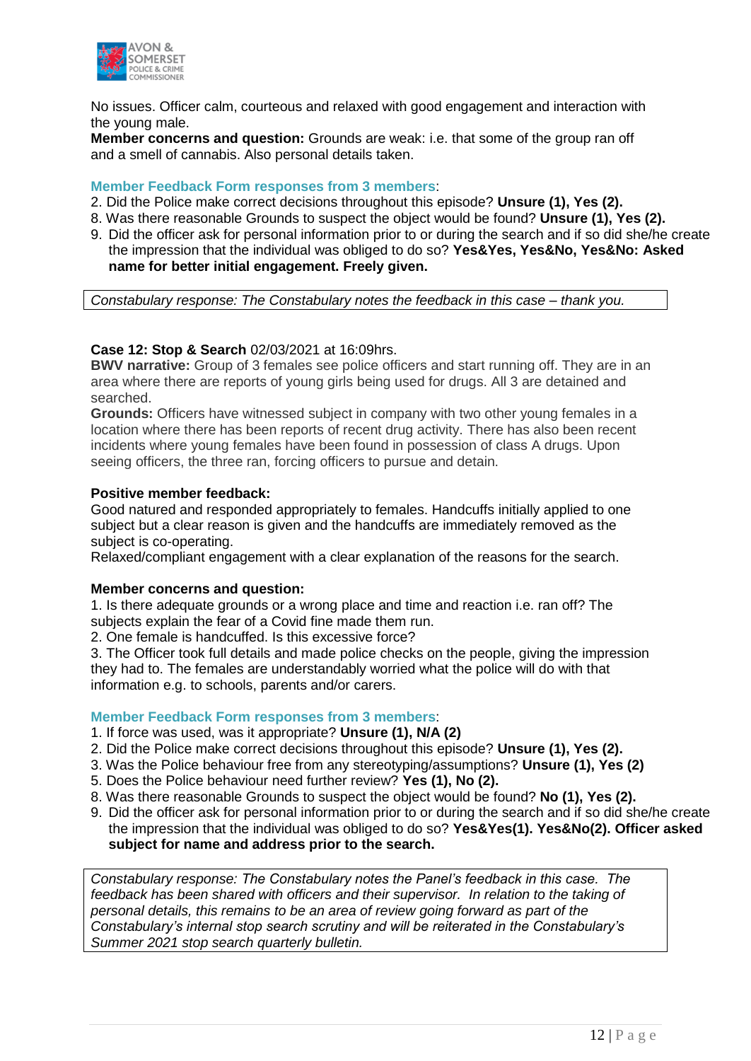No issues. Officer calm, courteous and relaxed with good engagement and interaction with the young male.

**Member concerns and question:** Grounds are weak: i.e. that some of the group ran off and a smell of cannabis. Also personal details taken.

**Member Feedback Form responses from 3 members**:

2. Did the Police make correct decisions throughout this episode? **Unsure (1), Yes (2).**
8. Was there reasonable Grounds to suspect the object would be found? **Unsure (1), Yes (2).**
9. Did the officer ask for personal information prior to or during the search and if so did she/he create the impression that the individual was obliged to do so? **Yes&Yes, Yes&No, Yes&No: Asked name for better initial engagement. Freely given.**

*Constabulary response: The Constabulary notes the feedback in this case – thank you.*

**Case 12: Stop & Search** 02/03/2021 at 16:09hrs.

**BWV narrative:** Group of 3 females see police officers and start running off. They are in an area where there are reports of young girls being used for drugs. All 3 are detained and searched.

**Grounds:** Officers have witnessed subject in company with two other young females in a location where there has been reports of recent drug activity. There has also been recent incidents where young females have been found in possession of class A drugs. Upon seeing officers, the three ran, forcing officers to pursue and detain.

**Positive member feedback:**

Good natured and responded appropriately to females. Handcuffs initially applied to one subject but a clear reason is given and the handcuffs are immediately removed as the subject is co-operating.

Relaxed/compliant engagement with a clear explanation of the reasons for the search.

**Member concerns and question:**

1. Is there adequate grounds or a wrong place and time and reaction i.e. ran off? The subjects explain the fear of a Covid fine made them run.
2. One female is handcuffed. Is this excessive force?
3. The Officer took full details and made police checks on the people, giving the impression they had to. The females are understandably worried what the police will do with that information e.g. to schools, parents and/or carers.

**Member Feedback Form responses from 3 members**:

1. If force was used, was it appropriate? **Unsure (1), N/A (2)**
2. Did the Police make correct decisions throughout this episode? **Unsure (1), Yes (2).**
3. Was the Police behaviour free from any stereotyping/assumptions? **Unsure (1), Yes (2)**
5. Does the Police behaviour need further review? **Yes (1), No (2).**
8. Was there reasonable Grounds to suspect the object would be found? **No (1), Yes (2).**
9. Did the officer ask for personal information prior to or during the search and if so did she/he create the impression that the individual was obliged to do so? **Yes&Yes(1). Yes&No(2). Officer asked subject for name and address prior to the search.**

*Constabulary response: The Constabulary notes the Panel's feedback in this case. The feedback has been shared with officers and their supervisor. In relation to the taking of personal details, this remains to be an area of review going forward as part of the Constabulary's internal stop search scrutiny and will be reiterated in the Constabulary's Summer 2021 stop search quarterly bulletin.*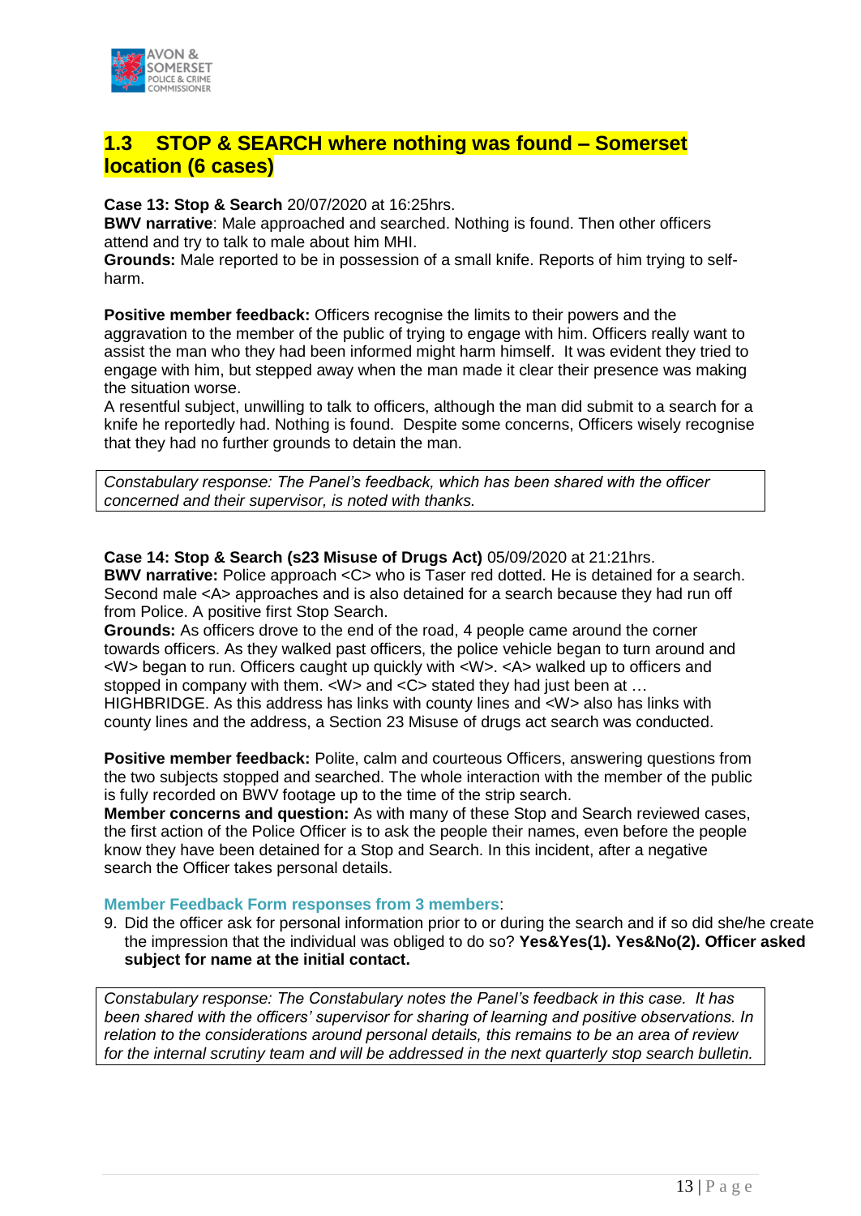## 1.3 STOP & SEARCH where nothing was found – Somerset location (6 cases)

**Case 13: Stop & Search** 20/07/2020 at 16:25hrs.
**BWV narrative**: Male approached and searched. Nothing is found. Then other officers attend and try to talk to male about him MHI.
**Grounds:** Male reported to be in possession of a small knife. Reports of him trying to self-harm.

**Positive member feedback:** Officers recognise the limits to their powers and the aggravation to the member of the public of trying to engage with him. Officers really want to assist the man who they had been informed might harm himself. It was evident they tried to engage with him, but stepped away when the man made it clear their presence was making the situation worse.
A resentful subject, unwilling to talk to officers, although the man did submit to a search for a knife he reportedly had. Nothing is found. Despite some concerns, Officers wisely recognise that they had no further grounds to detain the man.

*Constabulary response: The Panel's feedback, which has been shared with the officer concerned and their supervisor, is noted with thanks.*

**Case 14: Stop & Search (s23 Misuse of Drugs Act)** 05/09/2020 at 21:21hrs.
**BWV narrative:** Police approach <C> who is Taser red dotted. He is detained for a search. Second male <A> approaches and is also detained for a search because they had run off from Police. A positive first Stop Search.
**Grounds:** As officers drove to the end of the road, 4 people came around the corner towards officers. As they walked past officers, the police vehicle began to turn around and <W> began to run. Officers caught up quickly with <W>. <A> walked up to officers and stopped in company with them. <W> and <C> stated they had just been at … HIGHBRIDGE. As this address has links with county lines and <W> also has links with county lines and the address, a Section 23 Misuse of drugs act search was conducted.

**Positive member feedback:** Polite, calm and courteous Officers, answering questions from the two subjects stopped and searched. The whole interaction with the member of the public is fully recorded on BWV footage up to the time of the strip search.
**Member concerns and question:** As with many of these Stop and Search reviewed cases, the first action of the Police Officer is to ask the people their names, even before the people know they have been detained for a Stop and Search. In this incident, after a negative search the Officer takes personal details.

**Member Feedback Form responses from 3 members**:

9. Did the officer ask for personal information prior to or during the search and if so did she/he create the impression that the individual was obliged to do so? **Yes&Yes(1). Yes&No(2). Officer asked subject for name at the initial contact.**

*Constabulary response: The Constabulary notes the Panel's feedback in this case. It has been shared with the officers' supervisor for sharing of learning and positive observations. In relation to the considerations around personal details, this remains to be an area of review for the internal scrutiny team and will be addressed in the next quarterly stop search bulletin.*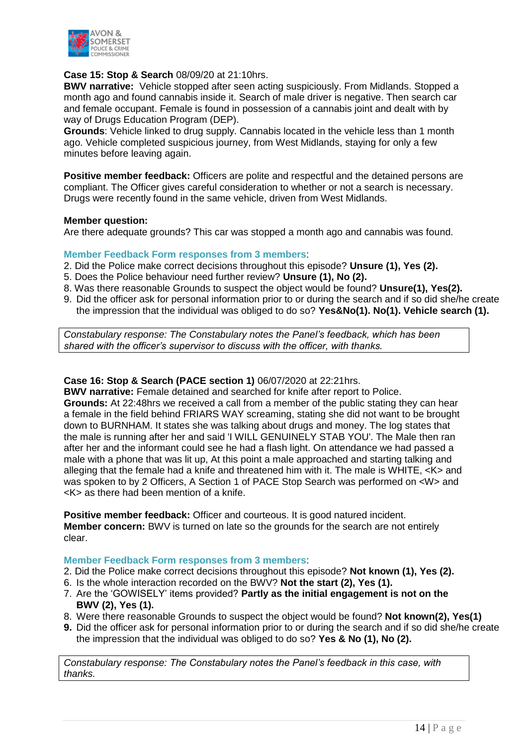**Case 15: Stop & Search** 08/09/20 at 21:10hrs.
**BWV narrative:** Vehicle stopped after seen acting suspiciously. From Midlands. Stopped a month ago and found cannabis inside it. Search of male driver is negative. Then search car and female occupant. Female is found in possession of a cannabis joint and dealt with by way of Drugs Education Program (DEP).
**Grounds**: Vehicle linked to drug supply. Cannabis located in the vehicle less than 1 month ago. Vehicle completed suspicious journey, from West Midlands, staying for only a few minutes before leaving again.

**Positive member feedback:** Officers are polite and respectful and the detained persons are compliant. The Officer gives careful consideration to whether or not a search is necessary. Drugs were recently found in the same vehicle, driven from West Midlands.

**Member question:**
Are there adequate grounds? This car was stopped a month ago and cannabis was found.

**Member Feedback Form responses from 3 members**:

2. Did the Police make correct decisions throughout this episode? **Unsure (1), Yes (2).**
5. Does the Police behaviour need further review? **Unsure (1), No (2).**
8. Was there reasonable Grounds to suspect the object would be found? **Unsure(1), Yes(2).**
9. Did the officer ask for personal information prior to or during the search and if so did she/he create the impression that the individual was obliged to do so? **Yes&No(1). No(1). Vehicle search (1).**

*Constabulary response: The Constabulary notes the Panel's feedback, which has been shared with the officer's supervisor to discuss with the officer, with thanks.*

**Case 16: Stop & Search (PACE section 1)** 06/07/2020 at 22:21hrs.
**BWV narrative:** Female detained and searched for knife after report to Police.
**Grounds:** At 22:48hrs we received a call from a member of the public stating they can hear a female in the field behind FRIARS WAY screaming, stating she did not want to be brought down to BURNHAM. It states she was talking about drugs and money. The log states that the male is running after her and said 'I WILL GENUINELY STAB YOU'. The Male then ran after her and the informant could see he had a flash light. On attendance we had passed a male with a phone that was lit up, At this point a male approached and starting talking and alleging that the female had a knife and threatened him with it. The male is WHITE, <K> and was spoken to by 2 Officers, A Section 1 of PACE Stop Search was performed on <W> and <K> as there had been mention of a knife.

**Positive member feedback:** Officer and courteous. It is good natured incident.
**Member concern:** BWV is turned on late so the grounds for the search are not entirely clear.

**Member Feedback Form responses from 3 members**:

2. Did the Police make correct decisions throughout this episode? **Not known (1), Yes (2).**
6. Is the whole interaction recorded on the BWV? **Not the start (2), Yes (1).**
7. Are the 'GOWISELY' items provided? **Partly as the initial engagement is not on the BWV (2), Yes (1).**
8. Were there reasonable Grounds to suspect the object would be found? **Not known(2), Yes(1)**
9. Did the officer ask for personal information prior to or during the search and if so did she/he create the impression that the individual was obliged to do so? **Yes & No (1), No (2).**

*Constabulary response: The Constabulary notes the Panel's feedback in this case, with thanks.*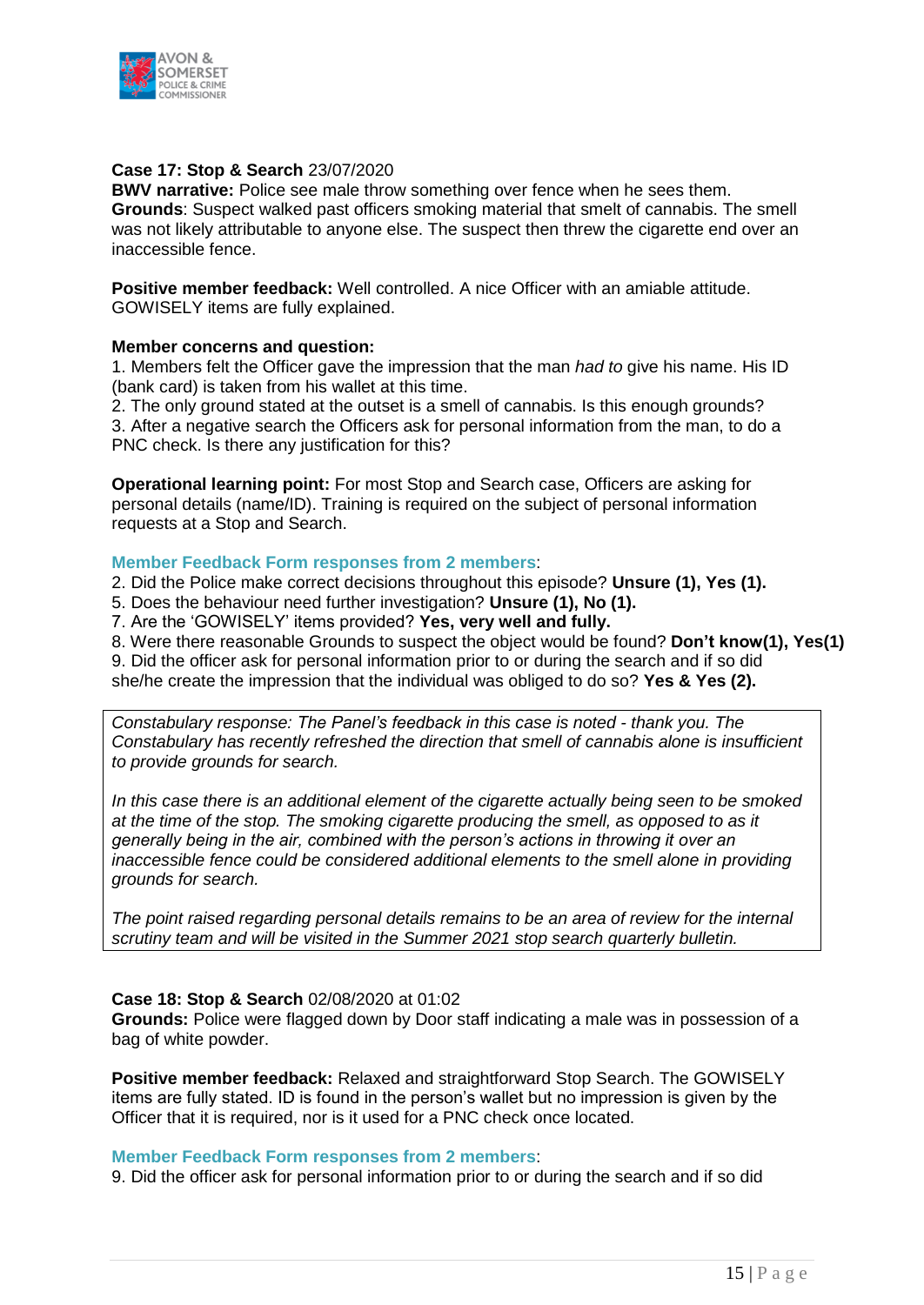**Case 17: Stop & Search** 23/07/2020
**BWV narrative:** Police see male throw something over fence when he sees them.
**Grounds**: Suspect walked past officers smoking material that smelt of cannabis. The smell was not likely attributable to anyone else. The suspect then threw the cigarette end over an inaccessible fence.

**Positive member feedback:** Well controlled. A nice Officer with an amiable attitude. GOWISELY items are fully explained.

**Member concerns and question:**
1. Members felt the Officer gave the impression that the man *had to* give his name. His ID (bank card) is taken from his wallet at this time.
2. The only ground stated at the outset is a smell of cannabis. Is this enough grounds?
3. After a negative search the Officers ask for personal information from the man, to do a PNC check. Is there any justification for this?

**Operational learning point:** For most Stop and Search case, Officers are asking for personal details (name/ID). Training is required on the subject of personal information requests at a Stop and Search.

**Member Feedback Form responses from 2 members**:
2. Did the Police make correct decisions throughout this episode? **Unsure (1), Yes (1).**
5. Does the behaviour need further investigation? **Unsure (1), No (1).**
7. Are the 'GOWISELY' items provided? **Yes, very well and fully.**
8. Were there reasonable Grounds to suspect the object would be found? **Don't know(1), Yes(1)**
9. Did the officer ask for personal information prior to or during the search and if so did she/he create the impression that the individual was obliged to do so? **Yes & Yes (2).**

> *Constabulary response: The Panel's feedback in this case is noted - thank you. The Constabulary has recently refreshed the direction that smell of cannabis alone is insufficient to provide grounds for search.*
>
> *In this case there is an additional element of the cigarette actually being seen to be smoked at the time of the stop. The smoking cigarette producing the smell, as opposed to as it generally being in the air, combined with the person's actions in throwing it over an inaccessible fence could be considered additional elements to the smell alone in providing grounds for search.*
>
> *The point raised regarding personal details remains to be an area of review for the internal scrutiny team and will be visited in the Summer 2021 stop search quarterly bulletin.*

**Case 18: Stop & Search** 02/08/2020 at 01:02
**Grounds:** Police were flagged down by Door staff indicating a male was in possession of a bag of white powder.

**Positive member feedback:** Relaxed and straightforward Stop Search. The GOWISELY items are fully stated. ID is found in the person's wallet but no impression is given by the Officer that it is required, nor is it used for a PNC check once located.

**Member Feedback Form responses from 2 members**:
9. Did the officer ask for personal information prior to or during the search and if so did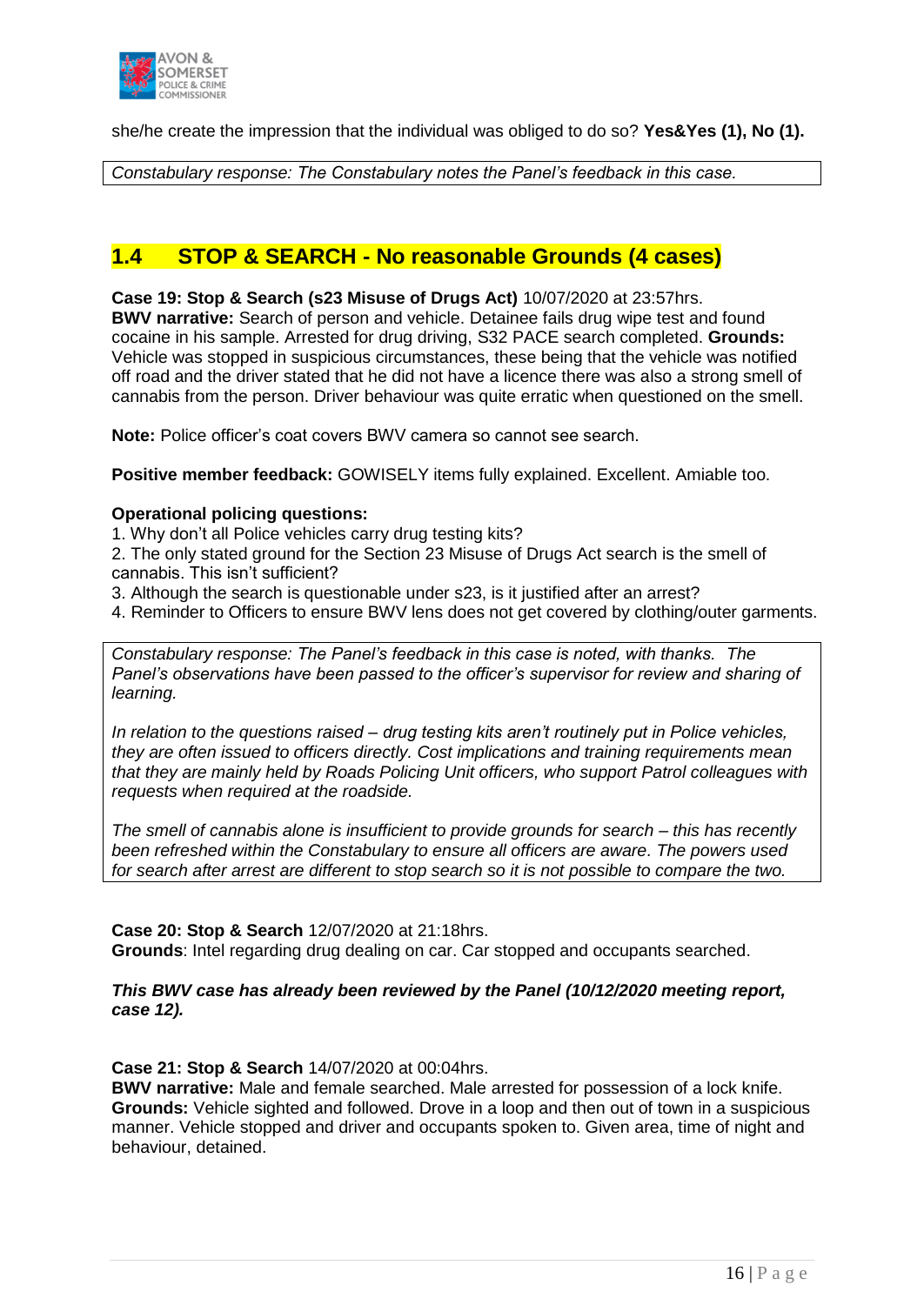she/he create the impression that the individual was obliged to do so? **Yes&Yes (1), No (1).**

*Constabulary response: The Constabulary notes the Panel's feedback in this case.*

## 1.4 STOP & SEARCH - No reasonable Grounds (4 cases)

**Case 19: Stop & Search (s23 Misuse of Drugs Act)** 10/07/2020 at 23:57hrs.
**BWV narrative:** Search of person and vehicle. Detainee fails drug wipe test and found cocaine in his sample. Arrested for drug driving, S32 PACE search completed. **Grounds:** Vehicle was stopped in suspicious circumstances, these being that the vehicle was notified off road and the driver stated that he did not have a licence there was also a strong smell of cannabis from the person. Driver behaviour was quite erratic when questioned on the smell.

**Note:** Police officer's coat covers BWV camera so cannot see search.

**Positive member feedback:** GOWISELY items fully explained. Excellent. Amiable too.

**Operational policing questions:**

1. Why don't all Police vehicles carry drug testing kits?
2. The only stated ground for the Section 23 Misuse of Drugs Act search is the smell of cannabis. This isn't sufficient?
3. Although the search is questionable under s23, is it justified after an arrest?
4. Reminder to Officers to ensure BWV lens does not get covered by clothing/outer garments.

*Constabulary response: The Panel's feedback in this case is noted, with thanks. The Panel's observations have been passed to the officer's supervisor for review and sharing of learning.*

*In relation to the questions raised – drug testing kits aren't routinely put in Police vehicles, they are often issued to officers directly. Cost implications and training requirements mean that they are mainly held by Roads Policing Unit officers, who support Patrol colleagues with requests when required at the roadside.*

*The smell of cannabis alone is insufficient to provide grounds for search – this has recently been refreshed within the Constabulary to ensure all officers are aware. The powers used for search after arrest are different to stop search so it is not possible to compare the two.*

**Case 20: Stop & Search** 12/07/2020 at 21:18hrs.
**Grounds**: Intel regarding drug dealing on car. Car stopped and occupants searched.

***This BWV case has already been reviewed by the Panel (10/12/2020 meeting report, case 12).***

**Case 21: Stop & Search** 14/07/2020 at 00:04hrs.
**BWV narrative:** Male and female searched. Male arrested for possession of a lock knife. **Grounds:** Vehicle sighted and followed. Drove in a loop and then out of town in a suspicious manner. Vehicle stopped and driver and occupants spoken to. Given area, time of night and behaviour, detained.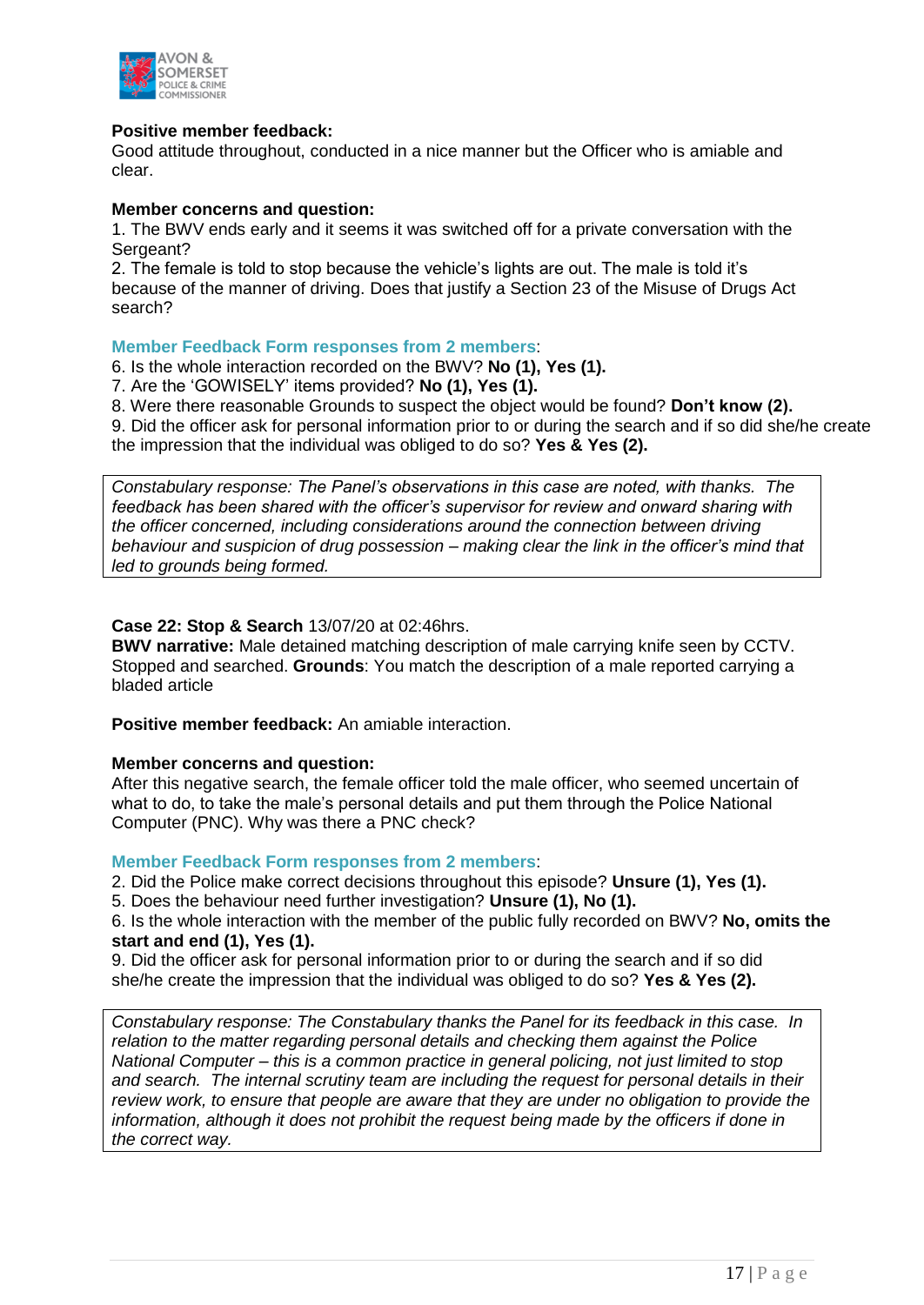**Positive member feedback:**
Good attitude throughout, conducted in a nice manner but the Officer who is amiable and clear.

**Member concerns and question:**
1. The BWV ends early and it seems it was switched off for a private conversation with the Sergeant?
2. The female is told to stop because the vehicle's lights are out. The male is told it's because of the manner of driving. Does that justify a Section 23 of the Misuse of Drugs Act search?

**Member Feedback Form responses from 2 members**:
6. Is the whole interaction recorded on the BWV? **No (1), Yes (1).**
7. Are the 'GOWISELY' items provided? **No (1), Yes (1).**
8. Were there reasonable Grounds to suspect the object would be found? **Don't know (2).**
9. Did the officer ask for personal information prior to or during the search and if so did she/he create the impression that the individual was obliged to do so? **Yes & Yes (2).**

*Constabulary response: The Panel's observations in this case are noted, with thanks. The feedback has been shared with the officer's supervisor for review and onward sharing with the officer concerned, including considerations around the connection between driving behaviour and suspicion of drug possession – making clear the link in the officer's mind that led to grounds being formed.*

**Case 22: Stop & Search** 13/07/20 at 02:46hrs.
**BWV narrative:** Male detained matching description of male carrying knife seen by CCTV. Stopped and searched. **Grounds**: You match the description of a male reported carrying a bladed article

**Positive member feedback:** An amiable interaction.

**Member concerns and question:**
After this negative search, the female officer told the male officer, who seemed uncertain of what to do, to take the male's personal details and put them through the Police National Computer (PNC). Why was there a PNC check?

**Member Feedback Form responses from 2 members**:
2. Did the Police make correct decisions throughout this episode? **Unsure (1), Yes (1).**
5. Does the behaviour need further investigation? **Unsure (1), No (1).**
6. Is the whole interaction with the member of the public fully recorded on BWV? **No, omits the start and end (1), Yes (1).**
9. Did the officer ask for personal information prior to or during the search and if so did she/he create the impression that the individual was obliged to do so? **Yes & Yes (2).**

*Constabulary response: The Constabulary thanks the Panel for its feedback in this case. In relation to the matter regarding personal details and checking them against the Police National Computer – this is a common practice in general policing, not just limited to stop and search. The internal scrutiny team are including the request for personal details in their review work, to ensure that people are aware that they are under no obligation to provide the information, although it does not prohibit the request being made by the officers if done in the correct way.*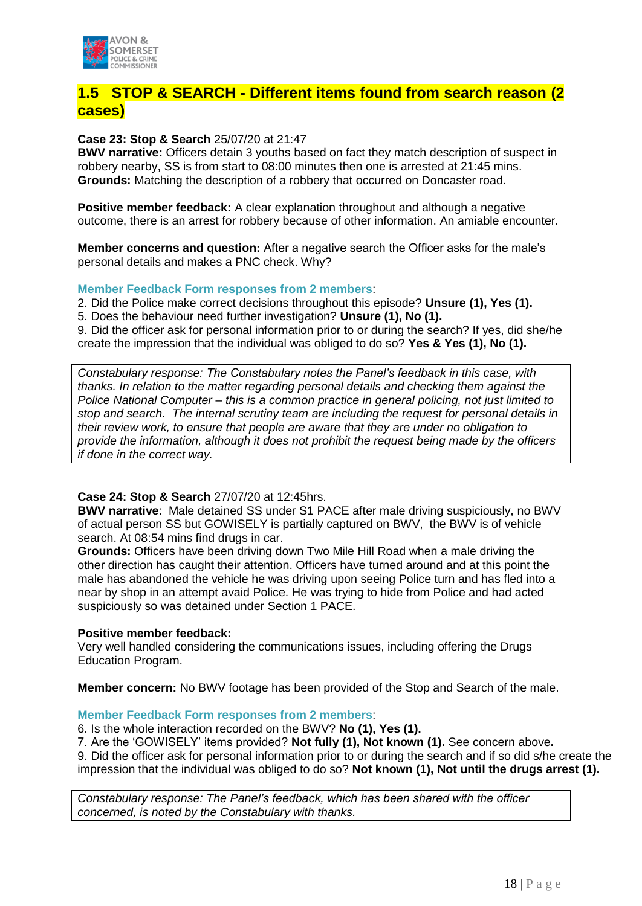## 1.5 STOP & SEARCH - Different items found from search reason (2 cases)

**Case 23: Stop & Search** 25/07/20 at 21:47
**BWV narrative:** Officers detain 3 youths based on fact they match description of suspect in robbery nearby, SS is from start to 08:00 minutes then one is arrested at 21:45 mins.
**Grounds:** Matching the description of a robbery that occurred on Doncaster road.

**Positive member feedback:** A clear explanation throughout and although a negative outcome, there is an arrest for robbery because of other information. An amiable encounter.

**Member concerns and question:** After a negative search the Officer asks for the male's personal details and makes a PNC check. Why?

**Member Feedback Form responses from 2 members**:
2. Did the Police make correct decisions throughout this episode? **Unsure (1), Yes (1).**
5. Does the behaviour need further investigation? **Unsure (1), No (1).**
9. Did the officer ask for personal information prior to or during the search? If yes, did she/he create the impression that the individual was obliged to do so? **Yes & Yes (1), No (1).**

*Constabulary response: The Constabulary notes the Panel's feedback in this case, with thanks. In relation to the matter regarding personal details and checking them against the Police National Computer – this is a common practice in general policing, not just limited to stop and search. The internal scrutiny team are including the request for personal details in their review work, to ensure that people are aware that they are under no obligation to provide the information, although it does not prohibit the request being made by the officers if done in the correct way.*

**Case 24: Stop & Search** 27/07/20 at 12:45hrs.
**BWV narrative**: Male detained SS under S1 PACE after male driving suspiciously, no BWV of actual person SS but GOWISELY is partially captured on BWV, the BWV is of vehicle search. At 08:54 mins find drugs in car.
**Grounds:** Officers have been driving down Two Mile Hill Road when a male driving the other direction has caught their attention. Officers have turned around and at this point the male has abandoned the vehicle he was driving upon seeing Police turn and has fled into a near by shop in an attempt avaid Police. He was trying to hide from Police and had acted suspiciously so was detained under Section 1 PACE.

**Positive member feedback:**
Very well handled considering the communications issues, including offering the Drugs Education Program.

**Member concern:** No BWV footage has been provided of the Stop and Search of the male.

**Member Feedback Form responses from 2 members**:
6. Is the whole interaction recorded on the BWV? **No (1), Yes (1).**
7. Are the 'GOWISELY' items provided? **Not fully (1), Not known (1).** See concern above**.**
9. Did the officer ask for personal information prior to or during the search and if so did s/he create the impression that the individual was obliged to do so? **Not known (1), Not until the drugs arrest (1).**

*Constabulary response: The Panel's feedback, which has been shared with the officer concerned, is noted by the Constabulary with thanks.*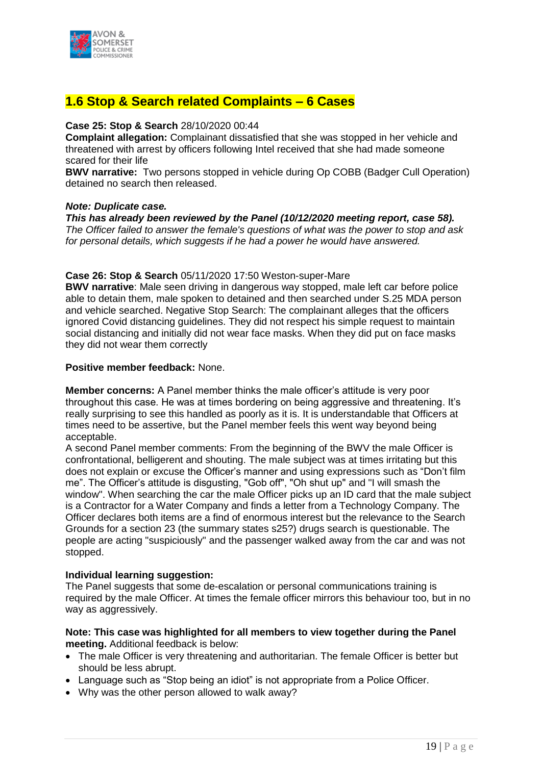## 1.6 Stop & Search related Complaints – 6 Cases

**Case 25: Stop & Search** 28/10/2020 00:44
**Complaint allegation:** Complainant dissatisfied that she was stopped in her vehicle and threatened with arrest by officers following Intel received that she had made someone scared for their life
**BWV narrative:** Two persons stopped in vehicle during Op COBB (Badger Cull Operation) detained no search then released.

***Note: Duplicate case.***
***This has already been reviewed by the Panel (10/12/2020 meeting report, case 58).***
*The Officer failed to answer the female's questions of what was the power to stop and ask for personal details, which suggests if he had a power he would have answered.*

**Case 26: Stop & Search** 05/11/2020 17:50 Weston-super-Mare
**BWV narrative**: Male seen driving in dangerous way stopped, male left car before police able to detain them, male spoken to detained and then searched under S.25 MDA person and vehicle searched. Negative Stop Search: The complainant alleges that the officers ignored Covid distancing guidelines. They did not respect his simple request to maintain social distancing and initially did not wear face masks. When they did put on face masks they did not wear them correctly

**Positive member feedback:** None.

**Member concerns:** A Panel member thinks the male officer's attitude is very poor throughout this case. He was at times bordering on being aggressive and threatening. It's really surprising to see this handled as poorly as it is. It is understandable that Officers at times need to be assertive, but the Panel member feels this went way beyond being acceptable.
A second Panel member comments: From the beginning of the BWV the male Officer is confrontational, belligerent and shouting. The male subject was at times irritating but this does not explain or excuse the Officer's manner and using expressions such as "Don't film me". The Officer's attitude is disgusting, "Gob off", "Oh shut up" and "I will smash the window". When searching the car the male Officer picks up an ID card that the male subject is a Contractor for a Water Company and finds a letter from a Technology Company. The Officer declares both items are a find of enormous interest but the relevance to the Search Grounds for a section 23 (the summary states s25?) drugs search is questionable. The people are acting "suspiciously" and the passenger walked away from the car and was not stopped.

**Individual learning suggestion:**
The Panel suggests that some de-escalation or personal communications training is required by the male Officer. At times the female officer mirrors this behaviour too, but in no way as aggressively.

**Note: This case was highlighted for all members to view together during the Panel meeting.** Additional feedback is below:

- The male Officer is very threatening and authoritarian. The female Officer is better but should be less abrupt.
- Language such as "Stop being an idiot" is not appropriate from a Police Officer.
- Why was the other person allowed to walk away?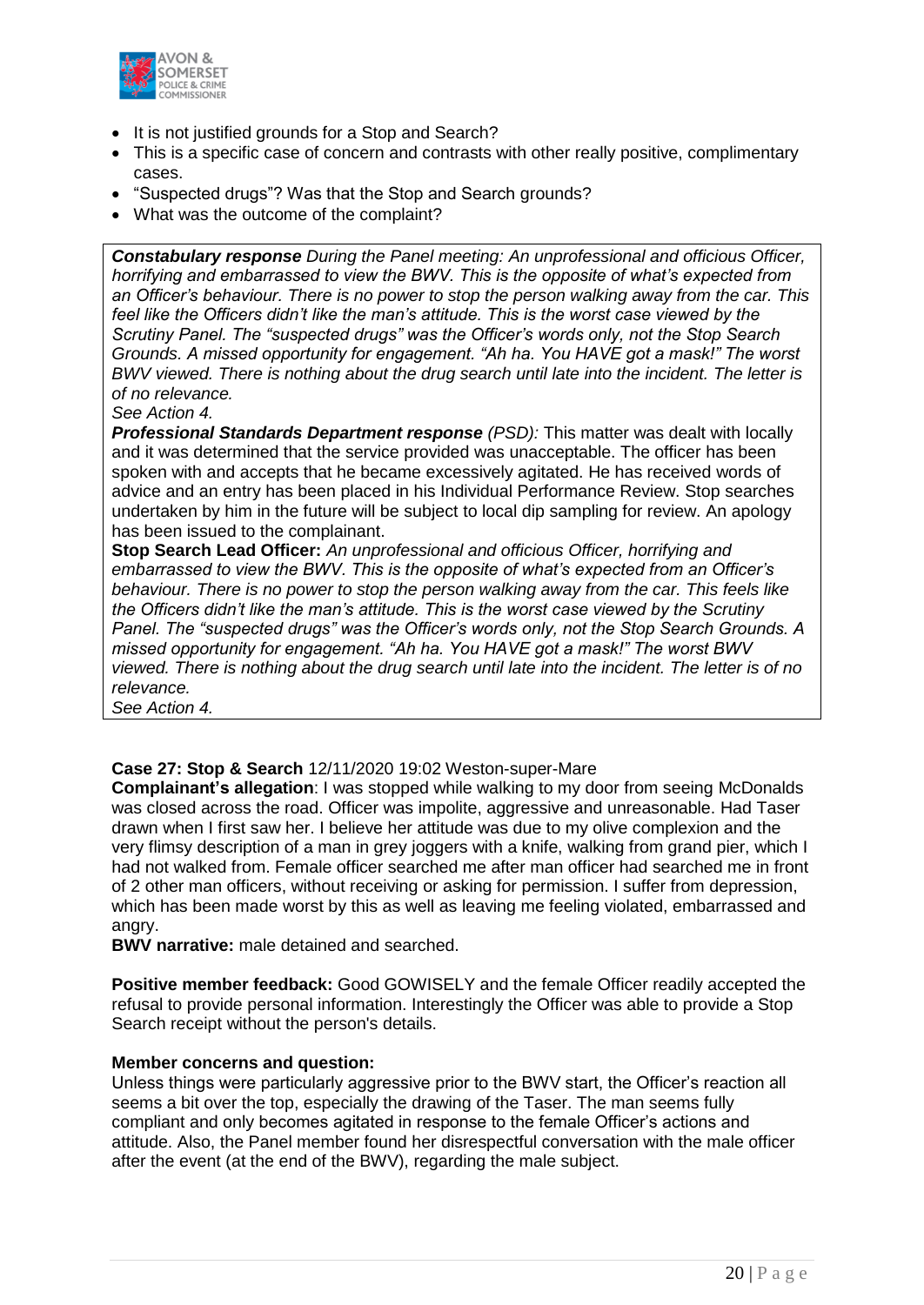- It is not justified grounds for a Stop and Search?
- This is a specific case of concern and contrasts with other really positive, complimentary cases.
- "Suspected drugs"? Was that the Stop and Search grounds?
- What was the outcome of the complaint?

***Constabulary response*** *During the Panel meeting: An unprofessional and officious Officer, horrifying and embarrassed to view the BWV. This is the opposite of what's expected from an Officer's behaviour. There is no power to stop the person walking away from the car. This feel like the Officers didn't like the man's attitude. This is the worst case viewed by the Scrutiny Panel. The "suspected drugs" was the Officer's words only, not the Stop Search Grounds. A missed opportunity for engagement. "Ah ha. You HAVE got a mask!" The worst BWV viewed. There is nothing about the drug search until late into the incident. The letter is of no relevance.*
*See Action 4.*

***Professional Standards Department response*** *(PSD):* This matter was dealt with locally and it was determined that the service provided was unacceptable. The officer has been spoken with and accepts that he became excessively agitated. He has received words of advice and an entry has been placed in his Individual Performance Review. Stop searches undertaken by him in the future will be subject to local dip sampling for review. An apology has been issued to the complainant.

**Stop Search Lead Officer:** *An unprofessional and officious Officer, horrifying and embarrassed to view the BWV. This is the opposite of what's expected from an Officer's behaviour. There is no power to stop the person walking away from the car. This feels like the Officers didn't like the man's attitude. This is the worst case viewed by the Scrutiny Panel. The "suspected drugs" was the Officer's words only, not the Stop Search Grounds. A missed opportunity for engagement. "Ah ha. You HAVE got a mask!" The worst BWV viewed. There is nothing about the drug search until late into the incident. The letter is of no relevance.*
*See Action 4.*

**Case 27: Stop & Search** 12/11/2020 19:02 Weston-super-Mare

**Complainant's allegation**: I was stopped while walking to my door from seeing McDonalds was closed across the road. Officer was impolite, aggressive and unreasonable. Had Taser drawn when I first saw her. I believe her attitude was due to my olive complexion and the very flimsy description of a man in grey joggers with a knife, walking from grand pier, which I had not walked from. Female officer searched me after man officer had searched me in front of 2 other man officers, without receiving or asking for permission. I suffer from depression, which has been made worst by this as well as leaving me feeling violated, embarrassed and angry.

**BWV narrative:** male detained and searched.

**Positive member feedback:** Good GOWISELY and the female Officer readily accepted the refusal to provide personal information. Interestingly the Officer was able to provide a Stop Search receipt without the person's details.

**Member concerns and question:**

Unless things were particularly aggressive prior to the BWV start, the Officer's reaction all seems a bit over the top, especially the drawing of the Taser. The man seems fully compliant and only becomes agitated in response to the female Officer's actions and attitude. Also, the Panel member found her disrespectful conversation with the male officer after the event (at the end of the BWV), regarding the male subject.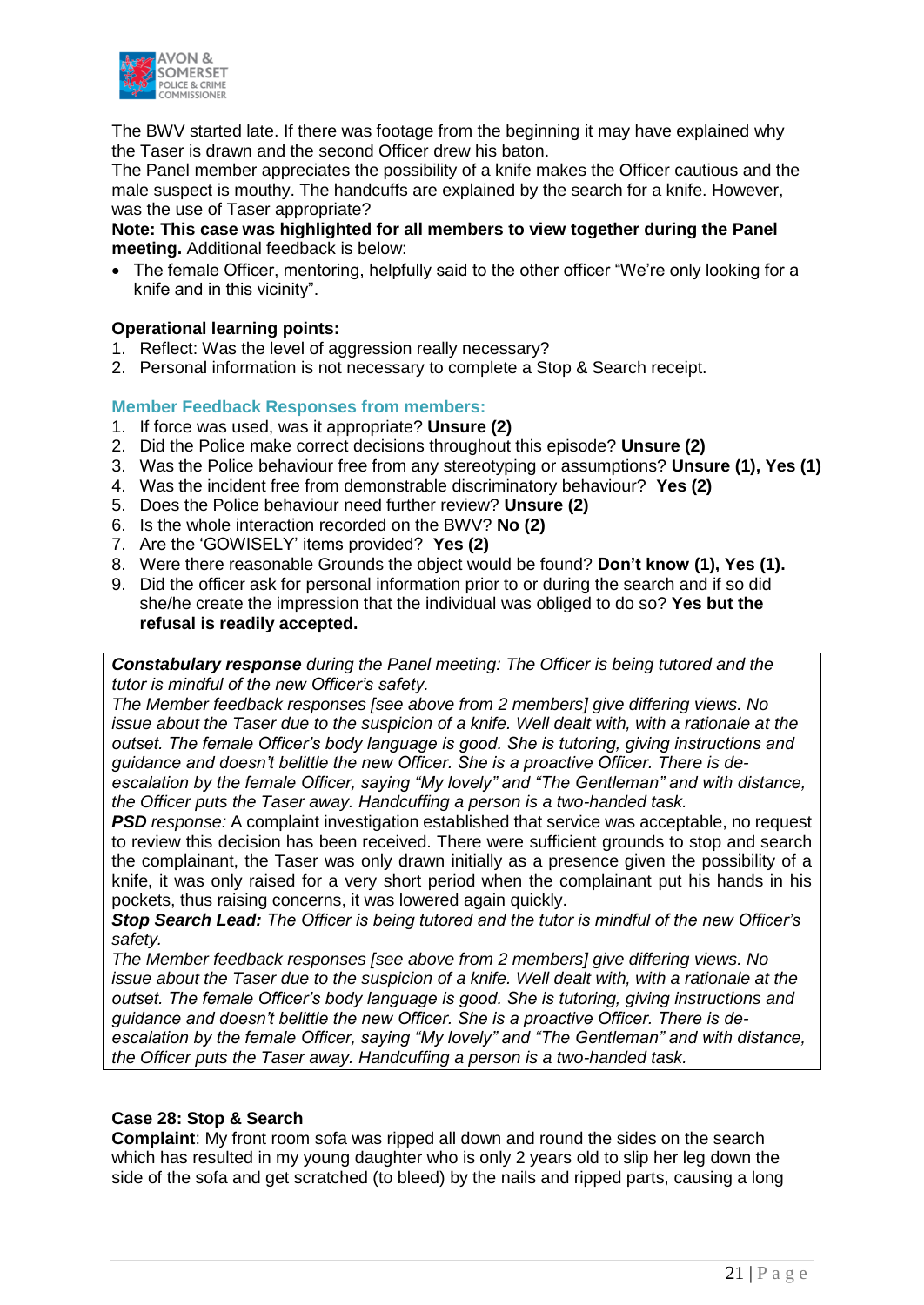The BWV started late. If there was footage from the beginning it may have explained why the Taser is drawn and the second Officer drew his baton.
The Panel member appreciates the possibility of a knife makes the Officer cautious and the male suspect is mouthy. The handcuffs are explained by the search for a knife. However, was the use of Taser appropriate?
**Note: This case was highlighted for all members to view together during the Panel meeting.** Additional feedback is below:

- The female Officer, mentoring, helpfully said to the other officer "We're only looking for a knife and in this vicinity".

**Operational learning points:**

1. Reflect: Was the level of aggression really necessary?
2. Personal information is not necessary to complete a Stop & Search receipt.

**Member Feedback Responses from members:**

1. If force was used, was it appropriate? **Unsure (2)**
2. Did the Police make correct decisions throughout this episode? **Unsure (2)**
3. Was the Police behaviour free from any stereotyping or assumptions? **Unsure (1), Yes (1)**
4. Was the incident free from demonstrable discriminatory behaviour? **Yes (2)**
5. Does the Police behaviour need further review? **Unsure (2)**
6. Is the whole interaction recorded on the BWV? **No (2)**
7. Are the 'GOWISELY' items provided? **Yes (2)**
8. Were there reasonable Grounds the object would be found? **Don't know (1), Yes (1).**
9. Did the officer ask for personal information prior to or during the search and if so did she/he create the impression that the individual was obliged to do so? **Yes but the refusal is readily accepted.**

***Constabulary response*** *during the Panel meeting: The Officer is being tutored and the tutor is mindful of the new Officer's safety.*
*The Member feedback responses [see above from 2 members] give differing views. No issue about the Taser due to the suspicion of a knife. Well dealt with, with a rationale at the outset. The female Officer's body language is good. She is tutoring, giving instructions and guidance and doesn't belittle the new Officer. She is a proactive Officer. There is de-escalation by the female Officer, saying "My lovely" and "The Gentleman" and with distance, the Officer puts the Taser away. Handcuffing a person is a two-handed task.*
***PSD*** *response:* A complaint investigation established that service was acceptable, no request to review this decision has been received. There were sufficient grounds to stop and search the complainant, the Taser was only drawn initially as a presence given the possibility of a knife, it was only raised for a very short period when the complainant put his hands in his pockets, thus raising concerns, it was lowered again quickly.
***Stop Search Lead:*** *The Officer is being tutored and the tutor is mindful of the new Officer's safety.*
*The Member feedback responses [see above from 2 members] give differing views. No issue about the Taser due to the suspicion of a knife. Well dealt with, with a rationale at the outset. The female Officer's body language is good. She is tutoring, giving instructions and guidance and doesn't belittle the new Officer. She is a proactive Officer. There is de-escalation by the female Officer, saying "My lovely" and "The Gentleman" and with distance, the Officer puts the Taser away. Handcuffing a person is a two-handed task.*

**Case 28: Stop & Search**
**Complaint**: My front room sofa was ripped all down and round the sides on the search which has resulted in my young daughter who is only 2 years old to slip her leg down the side of the sofa and get scratched (to bleed) by the nails and ripped parts, causing a long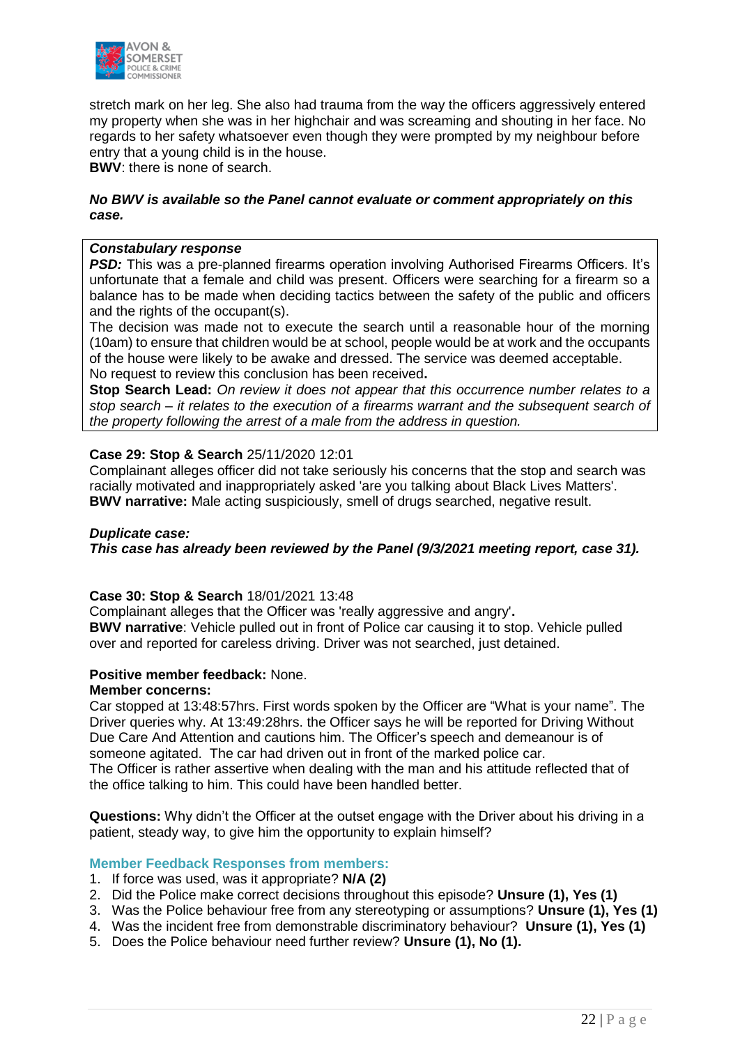stretch mark on her leg. She also had trauma from the way the officers aggressively entered my property when she was in her highchair and was screaming and shouting in her face. No regards to her safety whatsoever even though they were prompted by my neighbour before entry that a young child is in the house.
**BWV**: there is none of search.

***No BWV is available so the Panel cannot evaluate or comment appropriately on this case.***

***Constabulary response***
***PSD:*** This was a pre-planned firearms operation involving Authorised Firearms Officers. It's unfortunate that a female and child was present. Officers were searching for a firearm so a balance has to be made when deciding tactics between the safety of the public and officers and the rights of the occupant(s).
The decision was made not to execute the search until a reasonable hour of the morning (10am) to ensure that children would be at school, people would be at work and the occupants of the house were likely to be awake and dressed. The service was deemed acceptable.
No request to review this conclusion has been received**.**
**Stop Search Lead:** *On review it does not appear that this occurrence number relates to a stop search – it relates to the execution of a firearms warrant and the subsequent search of the property following the arrest of a male from the address in question.*

**Case 29: Stop & Search** 25/11/2020 12:01
Complainant alleges officer did not take seriously his concerns that the stop and search was racially motivated and inappropriately asked 'are you talking about Black Lives Matters'.
**BWV narrative:** Male acting suspiciously, smell of drugs searched, negative result.

***Duplicate case:***
***This case has already been reviewed by the Panel (9/3/2021 meeting report, case 31).***

**Case 30: Stop & Search** 18/01/2021 13:48
Complainant alleges that the Officer was 'really aggressive and angry'**.**
**BWV narrative**: Vehicle pulled out in front of Police car causing it to stop. Vehicle pulled over and reported for careless driving. Driver was not searched, just detained.

**Positive member feedback:** None.
**Member concerns:**
Car stopped at 13:48:57hrs. First words spoken by the Officer are "What is your name". The Driver queries why. At 13:49:28hrs. the Officer says he will be reported for Driving Without Due Care And Attention and cautions him. The Officer's speech and demeanour is of someone agitated. The car had driven out in front of the marked police car.
The Officer is rather assertive when dealing with the man and his attitude reflected that of the office talking to him. This could have been handled better.

**Questions:** Why didn't the Officer at the outset engage with the Driver about his driving in a patient, steady way, to give him the opportunity to explain himself?

**Member Feedback Responses from members:**

1. If force was used, was it appropriate? **N/A (2)**
2. Did the Police make correct decisions throughout this episode? **Unsure (1), Yes (1)**
3. Was the Police behaviour free from any stereotyping or assumptions? **Unsure (1), Yes (1)**
4. Was the incident free from demonstrable discriminatory behaviour? **Unsure (1), Yes (1)**
5. Does the Police behaviour need further review? **Unsure (1), No (1).**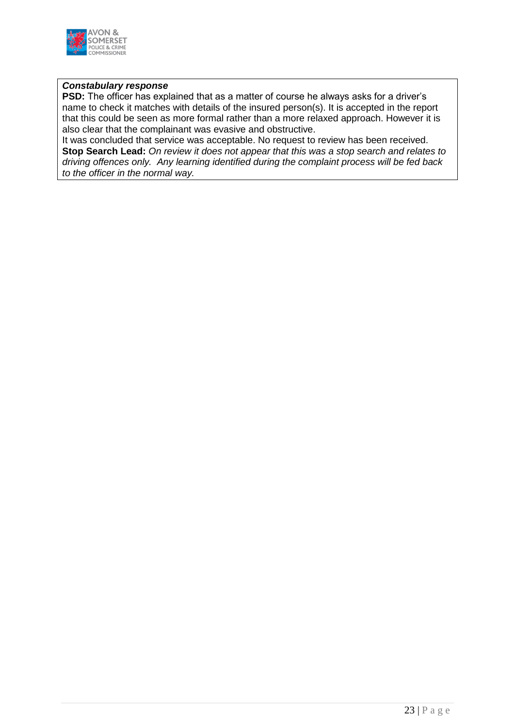***Constabulary response***

**PSD:** The officer has explained that as a matter of course he always asks for a driver's name to check it matches with details of the insured person(s). It is accepted in the report that this could be seen as more formal rather than a more relaxed approach. However it is also clear that the complainant was evasive and obstructive.

It was concluded that service was acceptable. No request to review has been received.

**Stop Search Lead:** *On review it does not appear that this was a stop search and relates to driving offences only. Any learning identified during the complaint process will be fed back to the officer in the normal way.*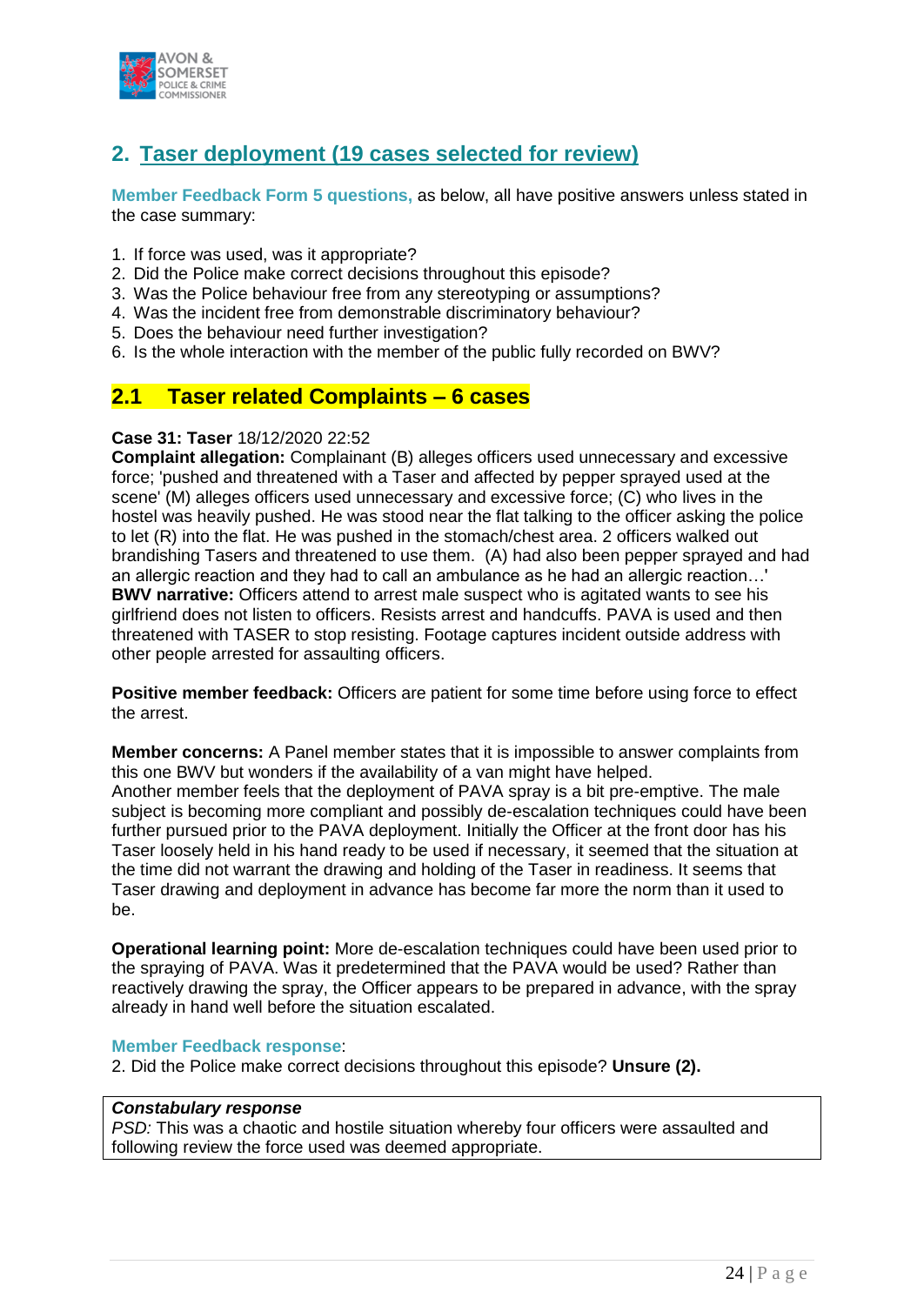## 2. Taser deployment (19 cases selected for review)

**Member Feedback Form 5 questions,** as below, all have positive answers unless stated in the case summary:

1. If force was used, was it appropriate?
2. Did the Police make correct decisions throughout this episode?
3. Was the Police behaviour free from any stereotyping or assumptions?
4. Was the incident free from demonstrable discriminatory behaviour?
5. Does the behaviour need further investigation?
6. Is the whole interaction with the member of the public fully recorded on BWV?

### 2.1 Taser related Complaints – 6 cases

**Case 31: Taser** 18/12/2020 22:52
**Complaint allegation:** Complainant (B) alleges officers used unnecessary and excessive force; 'pushed and threatened with a Taser and affected by pepper sprayed used at the scene' (M) alleges officers used unnecessary and excessive force; (C) who lives in the hostel was heavily pushed. He was stood near the flat talking to the officer asking the police to let (R) into the flat. He was pushed in the stomach/chest area. 2 officers walked out brandishing Tasers and threatened to use them. (A) had also been pepper sprayed and had an allergic reaction and they had to call an ambulance as he had an allergic reaction…'
**BWV narrative:** Officers attend to arrest male suspect who is agitated wants to see his girlfriend does not listen to officers. Resists arrest and handcuffs. PAVA is used and then threatened with TASER to stop resisting. Footage captures incident outside address with other people arrested for assaulting officers.

**Positive member feedback:** Officers are patient for some time before using force to effect the arrest.

**Member concerns:** A Panel member states that it is impossible to answer complaints from this one BWV but wonders if the availability of a van might have helped.
Another member feels that the deployment of PAVA spray is a bit pre-emptive. The male subject is becoming more compliant and possibly de-escalation techniques could have been further pursued prior to the PAVA deployment. Initially the Officer at the front door has his Taser loosely held in his hand ready to be used if necessary, it seemed that the situation at the time did not warrant the drawing and holding of the Taser in readiness. It seems that Taser drawing and deployment in advance has become far more the norm than it used to be.

**Operational learning point:** More de-escalation techniques could have been used prior to the spraying of PAVA. Was it predetermined that the PAVA would be used? Rather than reactively drawing the spray, the Officer appears to be prepared in advance, with the spray already in hand well before the situation escalated.

**Member Feedback response**:
2. Did the Police make correct decisions throughout this episode? **Unsure (2).**

| ***Constabulary response*** |
|---|
| *PSD:* This was a chaotic and hostile situation whereby four officers were assaulted and following review the force used was deemed appropriate. |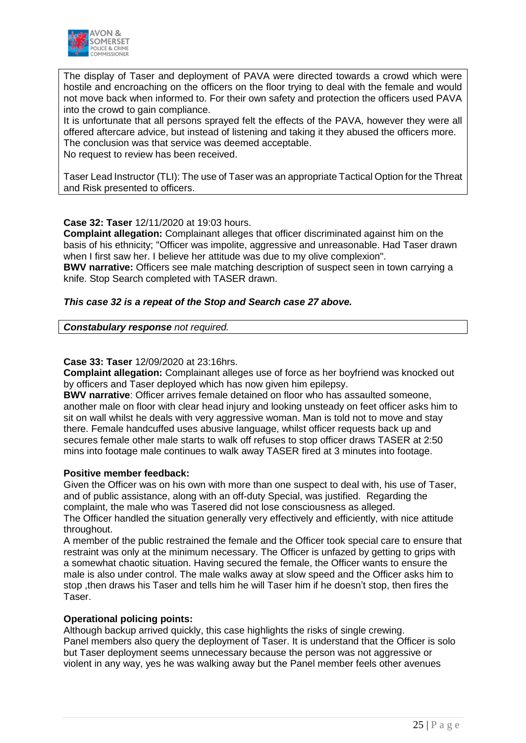The display of Taser and deployment of PAVA were directed towards a crowd which were hostile and encroaching on the officers on the floor trying to deal with the female and would not move back when informed to. For their own safety and protection the officers used PAVA into the crowd to gain compliance.
It is unfortunate that all persons sprayed felt the effects of the PAVA, however they were all offered aftercare advice, but instead of listening and taking it they abused the officers more.
The conclusion was that service was deemed acceptable.
No request to review has been received.

Taser Lead Instructor (TLI): The use of Taser was an appropriate Tactical Option for the Threat and Risk presented to officers.

**Case 32: Taser** 12/11/2020 at 19:03 hours.
**Complaint allegation:** Complainant alleges that officer discriminated against him on the basis of his ethnicity; "Officer was impolite, aggressive and unreasonable. Had Taser drawn when I first saw her. I believe her attitude was due to my olive complexion".
**BWV narrative:** Officers see male matching description of suspect seen in town carrying a knife. Stop Search completed with TASER drawn.

***This case 32 is a repeat of the Stop and Search case 27 above.***

***Constabulary response*** *not required.*

**Case 33: Taser** 12/09/2020 at 23:16hrs.
**Complaint allegation:** Complainant alleges use of force as her boyfriend was knocked out by officers and Taser deployed which has now given him epilepsy.
**BWV narrative**: Officer arrives female detained on floor who has assaulted someone, another male on floor with clear head injury and looking unsteady on feet officer asks him to sit on wall whilst he deals with very aggressive woman. Man is told not to move and stay there. Female handcuffed uses abusive language, whilst officer requests back up and secures female other male starts to walk off refuses to stop officer draws TASER at 2:50 mins into footage male continues to walk away TASER fired at 3 minutes into footage.

**Positive member feedback:**
Given the Officer was on his own with more than one suspect to deal with, his use of Taser, and of public assistance, along with an off-duty Special, was justified. Regarding the complaint, the male who was Tasered did not lose consciousness as alleged.
The Officer handled the situation generally very effectively and efficiently, with nice attitude throughout.
A member of the public restrained the female and the Officer took special care to ensure that restraint was only at the minimum necessary. The Officer is unfazed by getting to grips with a somewhat chaotic situation. Having secured the female, the Officer wants to ensure the male is also under control. The male walks away at slow speed and the Officer asks him to stop ,then draws his Taser and tells him he will Taser him if he doesn't stop, then fires the Taser.

**Operational policing points:**
Although backup arrived quickly, this case highlights the risks of single crewing.
Panel members also query the deployment of Taser. It is understand that the Officer is solo but Taser deployment seems unnecessary because the person was not aggressive or violent in any way, yes he was walking away but the Panel member feels other avenues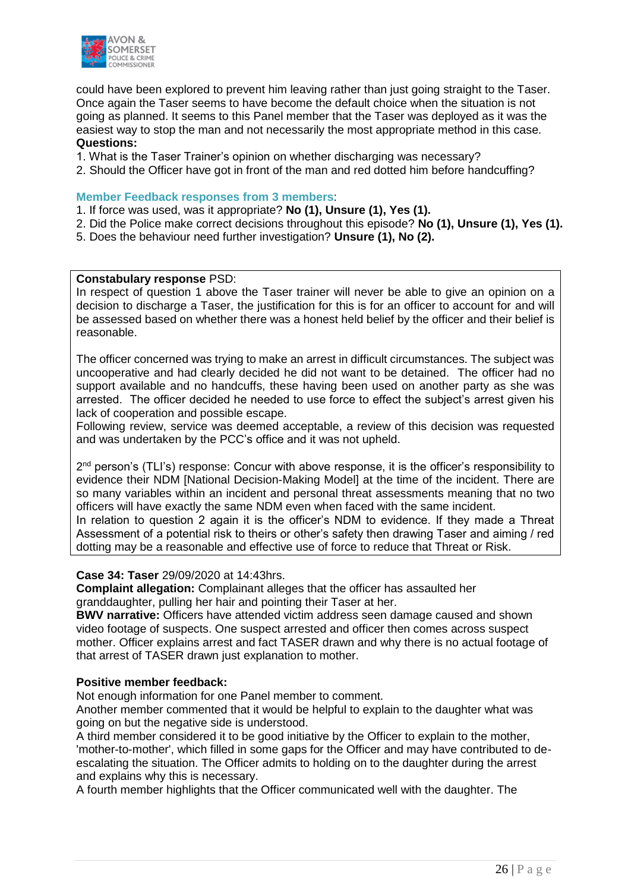could have been explored to prevent him leaving rather than just going straight to the Taser. Once again the Taser seems to have become the default choice when the situation is not going as planned. It seems to this Panel member that the Taser was deployed as it was the easiest way to stop the man and not necessarily the most appropriate method in this case.

**Questions:**

1. What is the Taser Trainer's opinion on whether discharging was necessary?
2. Should the Officer have got in front of the man and red dotted him before handcuffing?

**Member Feedback responses from 3 members**:

1. If force was used, was it appropriate? **No (1), Unsure (1), Yes (1).**
2. Did the Police make correct decisions throughout this episode? **No (1), Unsure (1), Yes (1).**
5. Does the behaviour need further investigation? **Unsure (1), No (2).**

**Constabulary response** PSD:
In respect of question 1 above the Taser trainer will never be able to give an opinion on a decision to discharge a Taser, the justification for this is for an officer to account for and will be assessed based on whether there was a honest held belief by the officer and their belief is reasonable.

The officer concerned was trying to make an arrest in difficult circumstances. The subject was uncooperative and had clearly decided he did not want to be detained. The officer had no support available and no handcuffs, these having been used on another party as she was arrested. The officer decided he needed to use force to effect the subject's arrest given his lack of cooperation and possible escape.
Following review, service was deemed acceptable, a review of this decision was requested and was undertaken by the PCC's office and it was not upheld.

2nd person's (TLI's) response: Concur with above response, it is the officer's responsibility to evidence their NDM [National Decision-Making Model] at the time of the incident. There are so many variables within an incident and personal threat assessments meaning that no two officers will have exactly the same NDM even when faced with the same incident.
In relation to question 2 again it is the officer's NDM to evidence. If they made a Threat Assessment of a potential risk to theirs or other's safety then drawing Taser and aiming / red dotting may be a reasonable and effective use of force to reduce that Threat or Risk.

**Case 34: Taser** 29/09/2020 at 14:43hrs.
**Complaint allegation:** Complainant alleges that the officer has assaulted her granddaughter, pulling her hair and pointing their Taser at her.
**BWV narrative:** Officers have attended victim address seen damage caused and shown video footage of suspects. One suspect arrested and officer then comes across suspect mother. Officer explains arrest and fact TASER drawn and why there is no actual footage of that arrest of TASER drawn just explanation to mother.

**Positive member feedback:**
Not enough information for one Panel member to comment.
Another member commented that it would be helpful to explain to the daughter what was going on but the negative side is understood.
A third member considered it to be good initiative by the Officer to explain to the mother, 'mother-to-mother', which filled in some gaps for the Officer and may have contributed to de-escalating the situation. The Officer admits to holding on to the daughter during the arrest and explains why this is necessary.
A fourth member highlights that the Officer communicated well with the daughter. The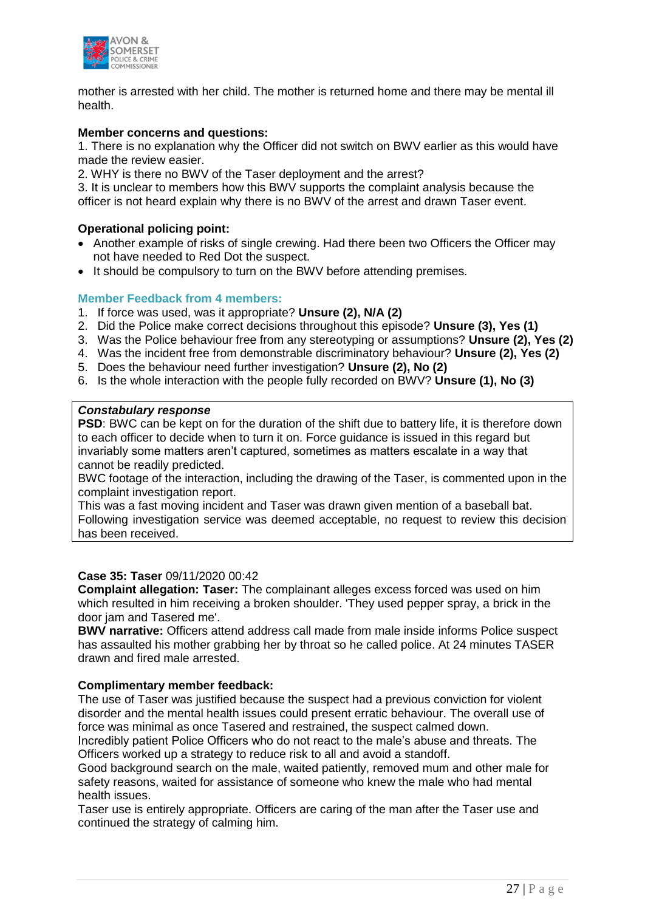mother is arrested with her child. The mother is returned home and there may be mental ill health.

**Member concerns and questions:**

1. There is no explanation why the Officer did not switch on BWV earlier as this would have made the review easier.
2. WHY is there no BWV of the Taser deployment and the arrest?
3. It is unclear to members how this BWV supports the complaint analysis because the officer is not heard explain why there is no BWV of the arrest and drawn Taser event.

**Operational policing point:**

- Another example of risks of single crewing. Had there been two Officers the Officer may not have needed to Red Dot the suspect.
- It should be compulsory to turn on the BWV before attending premises.

**Member Feedback from 4 members:**

1. If force was used, was it appropriate? **Unsure (2), N/A (2)**
2. Did the Police make correct decisions throughout this episode? **Unsure (3), Yes (1)**
3. Was the Police behaviour free from any stereotyping or assumptions? **Unsure (2), Yes (2)**
4. Was the incident free from demonstrable discriminatory behaviour? **Unsure (2), Yes (2)**
5. Does the behaviour need further investigation? **Unsure (2), No (2)**
6. Is the whole interaction with the people fully recorded on BWV? **Unsure (1), No (3)**

***Constabulary response***

**PSD**: BWC can be kept on for the duration of the shift due to battery life, it is therefore down to each officer to decide when to turn it on. Force guidance is issued in this regard but invariably some matters aren't captured, sometimes as matters escalate in a way that cannot be readily predicted.
BWC footage of the interaction, including the drawing of the Taser, is commented upon in the complaint investigation report.
This was a fast moving incident and Taser was drawn given mention of a baseball bat.
Following investigation service was deemed acceptable, no request to review this decision has been received.

**Case 35: Taser** 09/11/2020 00:42
**Complaint allegation: Taser:** The complainant alleges excess forced was used on him which resulted in him receiving a broken shoulder. 'They used pepper spray, a brick in the door jam and Tasered me'.
**BWV narrative:** Officers attend address call made from male inside informs Police suspect has assaulted his mother grabbing her by throat so he called police. At 24 minutes TASER drawn and fired male arrested.

**Complimentary member feedback:**
The use of Taser was justified because the suspect had a previous conviction for violent disorder and the mental health issues could present erratic behaviour. The overall use of force was minimal as once Tasered and restrained, the suspect calmed down.
Incredibly patient Police Officers who do not react to the male's abuse and threats. The Officers worked up a strategy to reduce risk to all and avoid a standoff.
Good background search on the male, waited patiently, removed mum and other male for safety reasons, waited for assistance of someone who knew the male who had mental health issues.
Taser use is entirely appropriate. Officers are caring of the man after the Taser use and continued the strategy of calming him.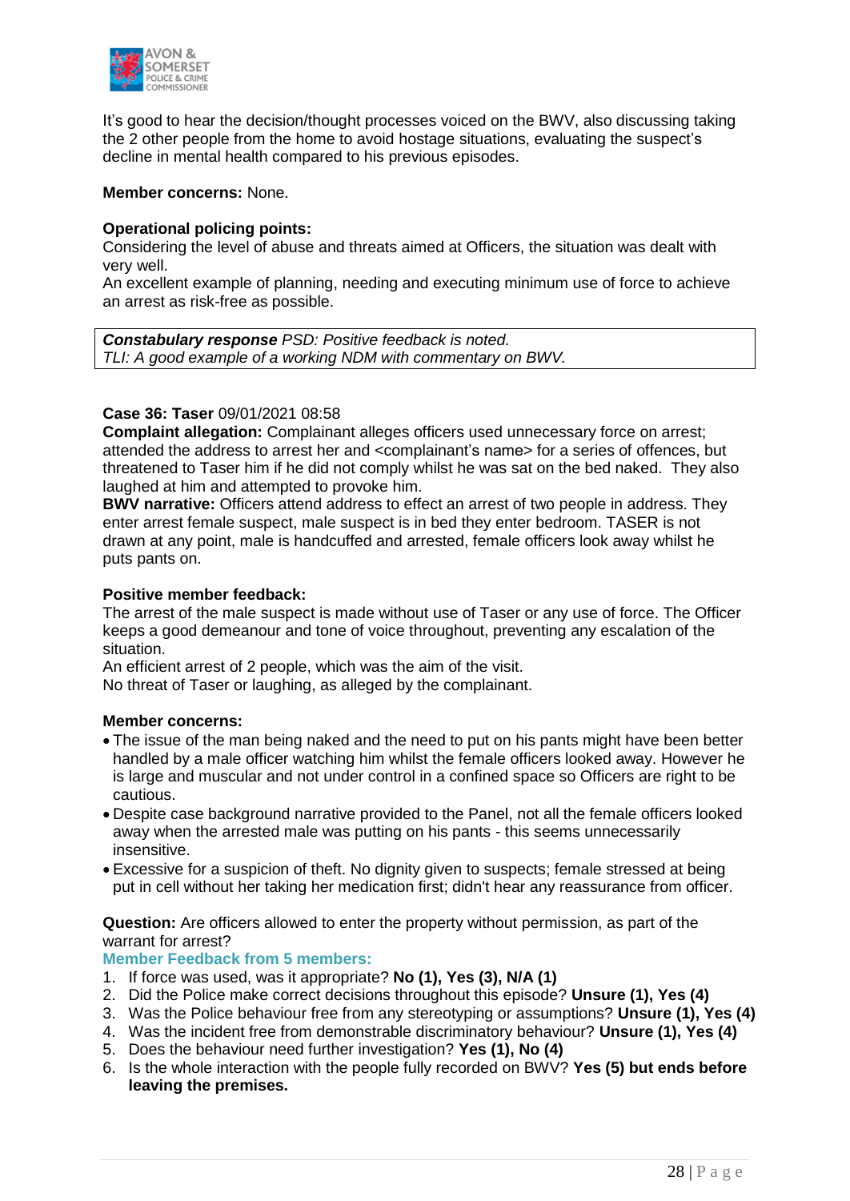It's good to hear the decision/thought processes voiced on the BWV, also discussing taking the 2 other people from the home to avoid hostage situations, evaluating the suspect's decline in mental health compared to his previous episodes.

**Member concerns:** None.

**Operational policing points:**
Considering the level of abuse and threats aimed at Officers, the situation was dealt with very well.
An excellent example of planning, needing and executing minimum use of force to achieve an arrest as risk-free as possible.

> ***Constabulary response*** *PSD: Positive feedback is noted.*
> *TLI: A good example of a working NDM with commentary on BWV.*

**Case 36: Taser** 09/01/2021 08:58
**Complaint allegation:** Complainant alleges officers used unnecessary force on arrest; attended the address to arrest her and <complainant's name> for a series of offences, but threatened to Taser him if he did not comply whilst he was sat on the bed naked. They also laughed at him and attempted to provoke him.
**BWV narrative:** Officers attend address to effect an arrest of two people in address. They enter arrest female suspect, male suspect is in bed they enter bedroom. TASER is not drawn at any point, male is handcuffed and arrested, female officers look away whilst he puts pants on.

**Positive member feedback:**
The arrest of the male suspect is made without use of Taser or any use of force. The Officer keeps a good demeanour and tone of voice throughout, preventing any escalation of the situation.
An efficient arrest of 2 people, which was the aim of the visit.
No threat of Taser or laughing, as alleged by the complainant.

**Member concerns:**

- The issue of the man being naked and the need to put on his pants might have been better handled by a male officer watching him whilst the female officers looked away. However he is large and muscular and not under control in a confined space so Officers are right to be cautious.
- Despite case background narrative provided to the Panel, not all the female officers looked away when the arrested male was putting on his pants - this seems unnecessarily insensitive.
- Excessive for a suspicion of theft. No dignity given to suspects; female stressed at being put in cell without her taking her medication first; didn't hear any reassurance from officer.

**Question:** Are officers allowed to enter the property without permission, as part of the warrant for arrest?

**Member Feedback from 5 members:**

1. If force was used, was it appropriate? **No (1), Yes (3), N/A (1)**
2. Did the Police make correct decisions throughout this episode? **Unsure (1), Yes (4)**
3. Was the Police behaviour free from any stereotyping or assumptions? **Unsure (1), Yes (4)**
4. Was the incident free from demonstrable discriminatory behaviour? **Unsure (1), Yes (4)**
5. Does the behaviour need further investigation? **Yes (1), No (4)**
6. Is the whole interaction with the people fully recorded on BWV? **Yes (5) but ends before leaving the premises.**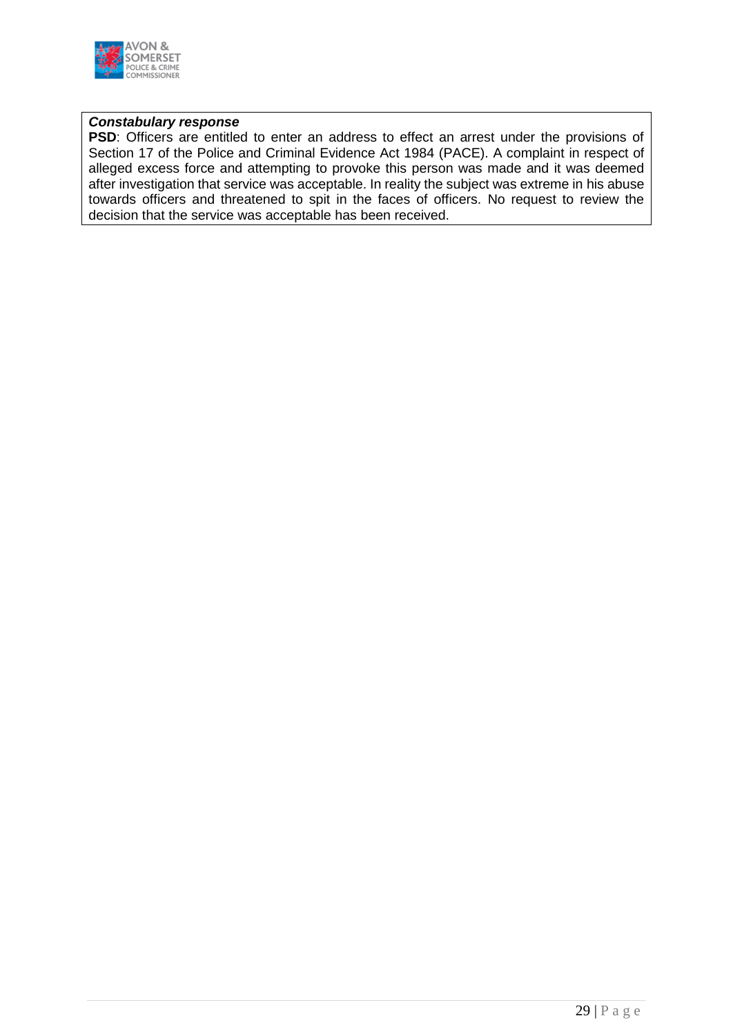***Constabulary response***

**PSD**: Officers are entitled to enter an address to effect an arrest under the provisions of Section 17 of the Police and Criminal Evidence Act 1984 (PACE). A complaint in respect of alleged excess force and attempting to provoke this person was made and it was deemed after investigation that service was acceptable. In reality the subject was extreme in his abuse towards officers and threatened to spit in the faces of officers. No request to review the decision that the service was acceptable has been received.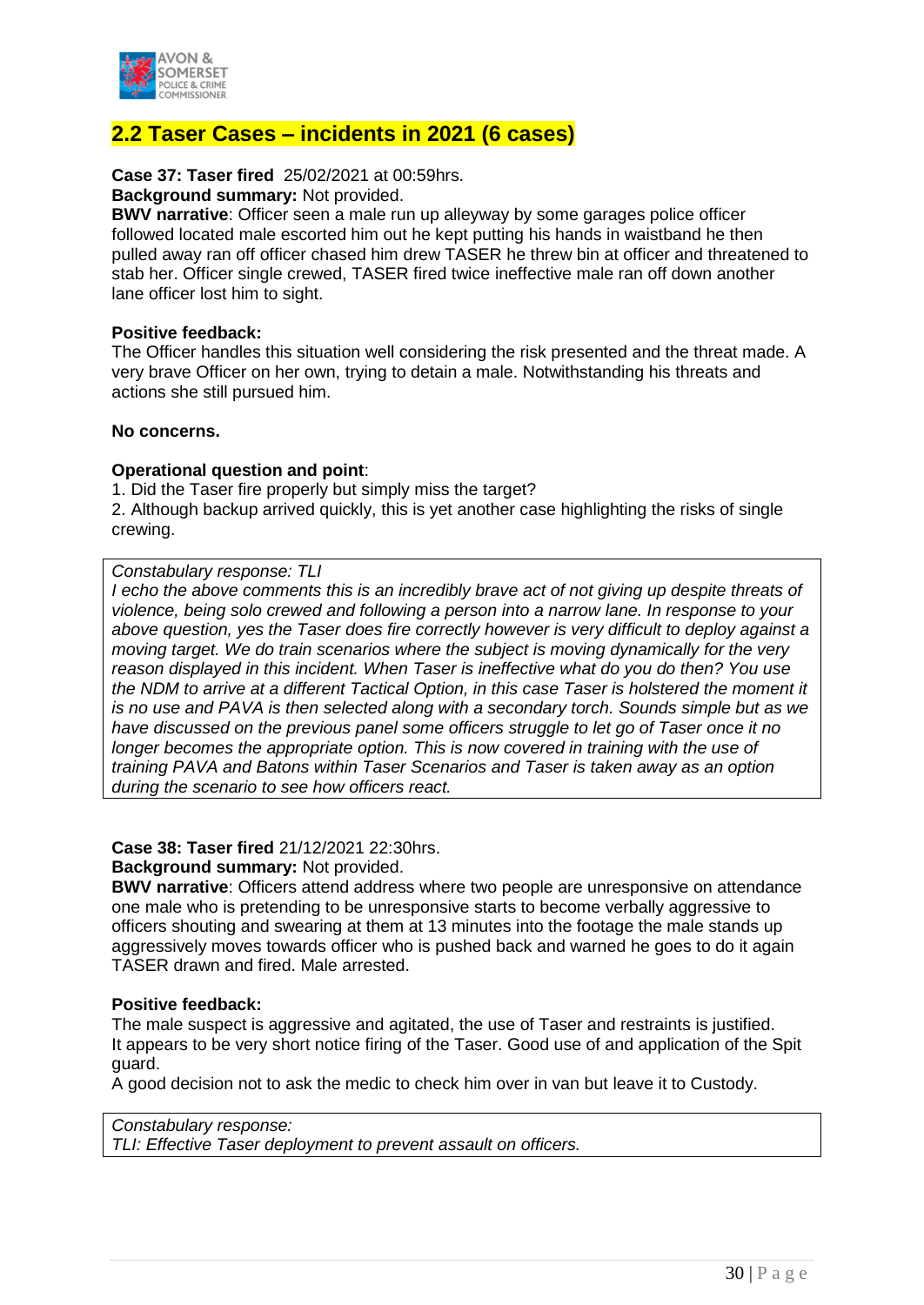## 2.2 Taser Cases – incidents in 2021 (6 cases)

**Case 37: Taser fired** 25/02/2021 at 00:59hrs.

**Background summary:** Not provided.

**BWV narrative**: Officer seen a male run up alleyway by some garages police officer followed located male escorted him out he kept putting his hands in waistband he then pulled away ran off officer chased him drew TASER he threw bin at officer and threatened to stab her. Officer single crewed, TASER fired twice ineffective male ran off down another lane officer lost him to sight.

**Positive feedback:**

The Officer handles this situation well considering the risk presented and the threat made. A very brave Officer on her own, trying to detain a male. Notwithstanding his threats and actions she still pursued him.

**No concerns.**

**Operational question and point**:

1. Did the Taser fire properly but simply miss the target?
2. Although backup arrived quickly, this is yet another case highlighting the risks of single crewing.

*Constabulary response: TLI*

*I echo the above comments this is an incredibly brave act of not giving up despite threats of violence, being solo crewed and following a person into a narrow lane. In response to your above question, yes the Taser does fire correctly however is very difficult to deploy against a moving target. We do train scenarios where the subject is moving dynamically for the very reason displayed in this incident. When Taser is ineffective what do you do then? You use the NDM to arrive at a different Tactical Option, in this case Taser is holstered the moment it is no use and PAVA is then selected along with a secondary torch. Sounds simple but as we have discussed on the previous panel some officers struggle to let go of Taser once it no longer becomes the appropriate option. This is now covered in training with the use of training PAVA and Batons within Taser Scenarios and Taser is taken away as an option during the scenario to see how officers react.*

**Case 38: Taser fired** 21/12/2021 22:30hrs.

**Background summary:** Not provided.

**BWV narrative**: Officers attend address where two people are unresponsive on attendance one male who is pretending to be unresponsive starts to become verbally aggressive to officers shouting and swearing at them at 13 minutes into the footage the male stands up aggressively moves towards officer who is pushed back and warned he goes to do it again TASER drawn and fired. Male arrested.

**Positive feedback:**

The male suspect is aggressive and agitated, the use of Taser and restraints is justified. It appears to be very short notice firing of the Taser. Good use of and application of the Spit guard.

A good decision not to ask the medic to check him over in van but leave it to Custody.

*Constabulary response:*

*TLI: Effective Taser deployment to prevent assault on officers.*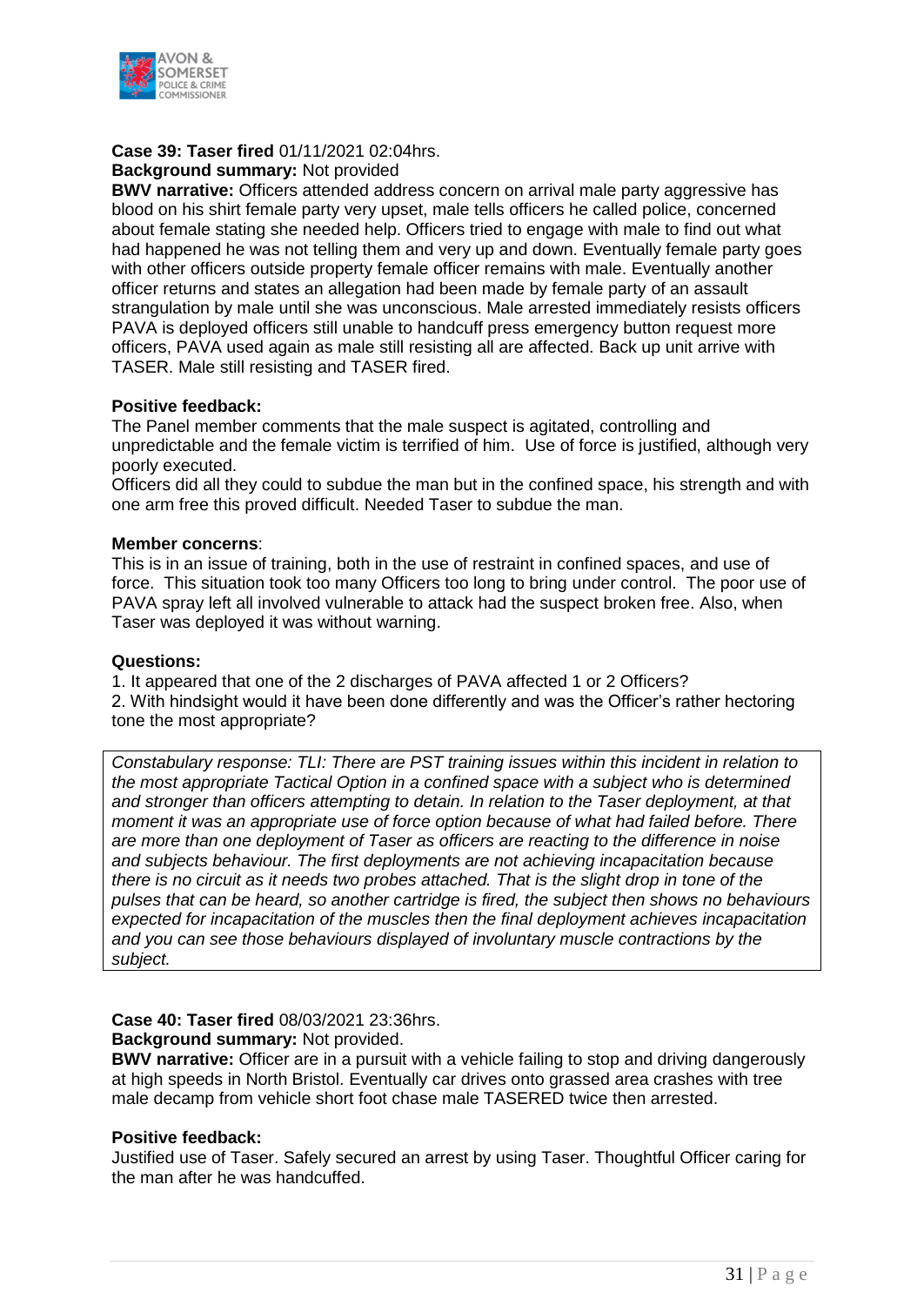**Case 39: Taser fired** 01/11/2021 02:04hrs.

**Background summary:** Not provided

**BWV narrative:** Officers attended address concern on arrival male party aggressive has blood on his shirt female party very upset, male tells officers he called police, concerned about female stating she needed help. Officers tried to engage with male to find out what had happened he was not telling them and very up and down. Eventually female party goes with other officers outside property female officer remains with male. Eventually another officer returns and states an allegation had been made by female party of an assault strangulation by male until she was unconscious. Male arrested immediately resists officers PAVA is deployed officers still unable to handcuff press emergency button request more officers, PAVA used again as male still resisting all are affected. Back up unit arrive with TASER. Male still resisting and TASER fired.

**Positive feedback:**

The Panel member comments that the male suspect is agitated, controlling and unpredictable and the female victim is terrified of him. Use of force is justified, although very poorly executed.

Officers did all they could to subdue the man but in the confined space, his strength and with one arm free this proved difficult. Needed Taser to subdue the man.

**Member concerns**:

This is in an issue of training, both in the use of restraint in confined spaces, and use of force. This situation took too many Officers too long to bring under control. The poor use of PAVA spray left all involved vulnerable to attack had the suspect broken free. Also, when Taser was deployed it was without warning.

**Questions:**

1. It appeared that one of the 2 discharges of PAVA affected 1 or 2 Officers?
2. With hindsight would it have been done differently and was the Officer's rather hectoring tone the most appropriate?

*Constabulary response: TLI: There are PST training issues within this incident in relation to the most appropriate Tactical Option in a confined space with a subject who is determined and stronger than officers attempting to detain. In relation to the Taser deployment, at that moment it was an appropriate use of force option because of what had failed before. There are more than one deployment of Taser as officers are reacting to the difference in noise and subjects behaviour. The first deployments are not achieving incapacitation because there is no circuit as it needs two probes attached. That is the slight drop in tone of the pulses that can be heard, so another cartridge is fired, the subject then shows no behaviours expected for incapacitation of the muscles then the final deployment achieves incapacitation and you can see those behaviours displayed of involuntary muscle contractions by the subject.*

**Case 40: Taser fired** 08/03/2021 23:36hrs.

**Background summary:** Not provided.

**BWV narrative:** Officer are in a pursuit with a vehicle failing to stop and driving dangerously at high speeds in North Bristol. Eventually car drives onto grassed area crashes with tree male decamp from vehicle short foot chase male TASERED twice then arrested.

**Positive feedback:**

Justified use of Taser. Safely secured an arrest by using Taser. Thoughtful Officer caring for the man after he was handcuffed.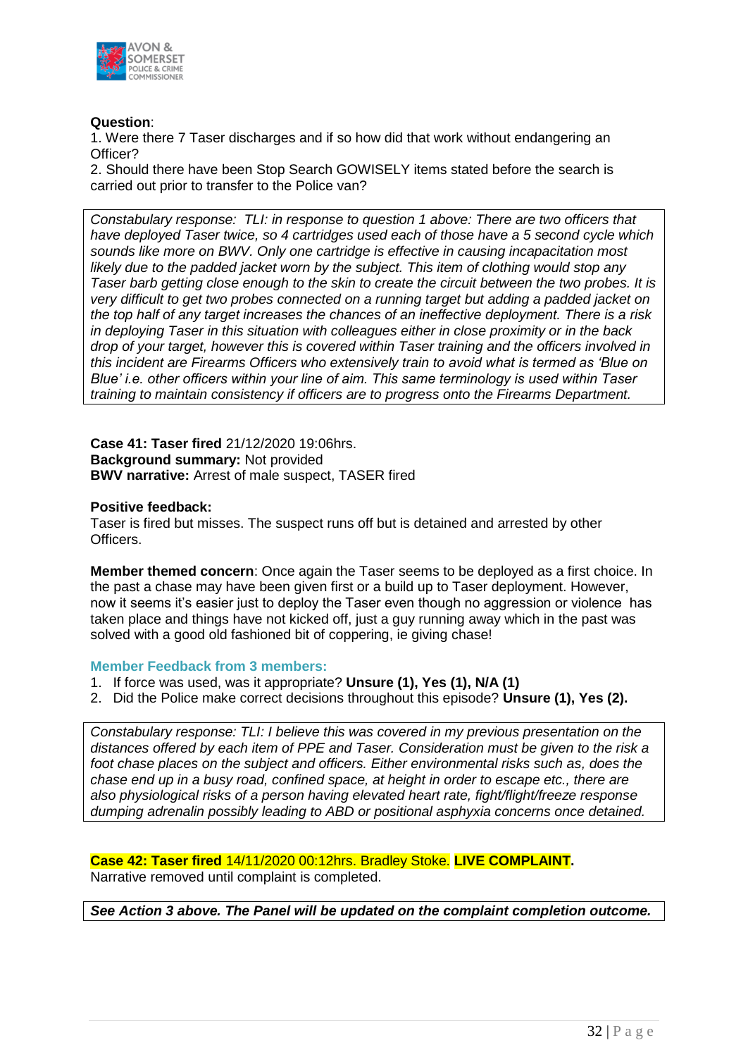**Question**:

1. Were there 7 Taser discharges and if so how did that work without endangering an Officer?
2. Should there have been Stop Search GOWISELY items stated before the search is carried out prior to transfer to the Police van?

*Constabulary response: TLI: in response to question 1 above: There are two officers that have deployed Taser twice, so 4 cartridges used each of those have a 5 second cycle which sounds like more on BWV. Only one cartridge is effective in causing incapacitation most likely due to the padded jacket worn by the subject. This item of clothing would stop any Taser barb getting close enough to the skin to create the circuit between the two probes. It is very difficult to get two probes connected on a running target but adding a padded jacket on the top half of any target increases the chances of an ineffective deployment. There is a risk in deploying Taser in this situation with colleagues either in close proximity or in the back drop of your target, however this is covered within Taser training and the officers involved in this incident are Firearms Officers who extensively train to avoid what is termed as 'Blue on Blue' i.e. other officers within your line of aim. This same terminology is used within Taser training to maintain consistency if officers are to progress onto the Firearms Department.*

**Case 41: Taser fired** 21/12/2020 19:06hrs.
**Background summary:** Not provided
**BWV narrative:** Arrest of male suspect, TASER fired

**Positive feedback:**
Taser is fired but misses. The suspect runs off but is detained and arrested by other Officers.

**Member themed concern**: Once again the Taser seems to be deployed as a first choice. In the past a chase may have been given first or a build up to Taser deployment. However, now it seems it's easier just to deploy the Taser even though no aggression or violence has taken place and things have not kicked off, just a guy running away which in the past was solved with a good old fashioned bit of coppering, ie giving chase!

**Member Feedback from 3 members:**

1. If force was used, was it appropriate? **Unsure (1), Yes (1), N/A (1)**
2. Did the Police make correct decisions throughout this episode? **Unsure (1), Yes (2).**

*Constabulary response: TLI: I believe this was covered in my previous presentation on the distances offered by each item of PPE and Taser. Consideration must be given to the risk a foot chase places on the subject and officers. Either environmental risks such as, does the chase end up in a busy road, confined space, at height in order to escape etc., there are also physiological risks of a person having elevated heart rate, fight/flight/freeze response dumping adrenalin possibly leading to ABD or positional asphyxia concerns once detained.*

**Case 42: Taser fired** 14/11/2020 00:12hrs. Bradley Stoke. **LIVE COMPLAINT.**
Narrative removed until complaint is completed.

***See Action 3 above. The Panel will be updated on the complaint completion outcome.***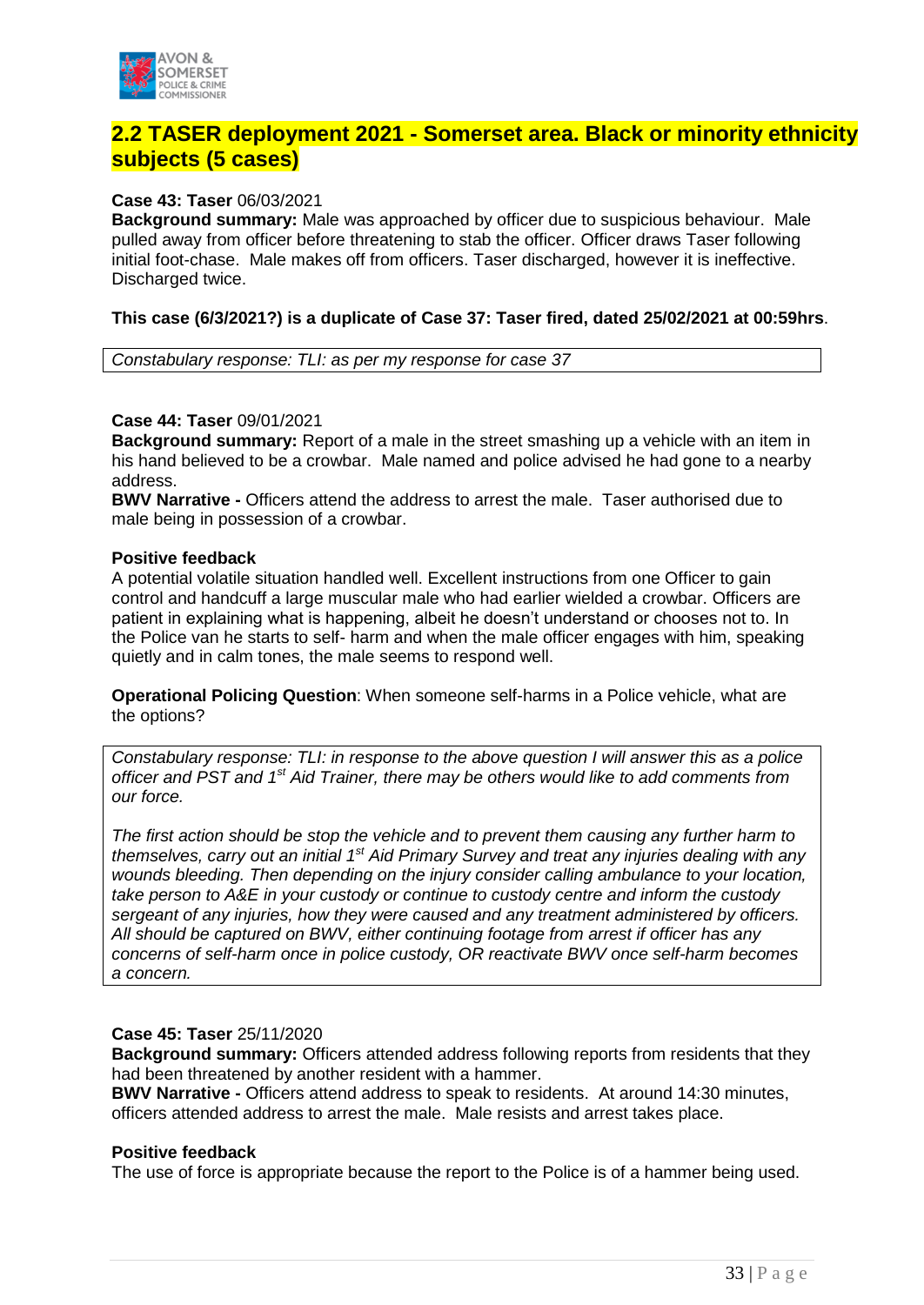## 2.2 TASER deployment 2021 - Somerset area. Black or minority ethnicity subjects (5 cases)

**Case 43: Taser** 06/03/2021
**Background summary:** Male was approached by officer due to suspicious behaviour. Male pulled away from officer before threatening to stab the officer. Officer draws Taser following initial foot-chase. Male makes off from officers. Taser discharged, however it is ineffective. Discharged twice.

**This case (6/3/2021?) is a duplicate of Case 37: Taser fired, dated 25/02/2021 at 00:59hrs**.

*Constabulary response: TLI: as per my response for case 37*

**Case 44: Taser** 09/01/2021
**Background summary:** Report of a male in the street smashing up a vehicle with an item in his hand believed to be a crowbar. Male named and police advised he had gone to a nearby address.
**BWV Narrative -** Officers attend the address to arrest the male. Taser authorised due to male being in possession of a crowbar.

**Positive feedback**
A potential volatile situation handled well. Excellent instructions from one Officer to gain control and handcuff a large muscular male who had earlier wielded a crowbar. Officers are patient in explaining what is happening, albeit he doesn't understand or chooses not to. In the Police van he starts to self- harm and when the male officer engages with him, speaking quietly and in calm tones, the male seems to respond well.

**Operational Policing Question**: When someone self-harms in a Police vehicle, what are the options?

*Constabulary response: TLI: in response to the above question I will answer this as a police officer and PST and 1st Aid Trainer, there may be others would like to add comments from our force.*

*The first action should be stop the vehicle and to prevent them causing any further harm to themselves, carry out an initial 1st Aid Primary Survey and treat any injuries dealing with any wounds bleeding. Then depending on the injury consider calling ambulance to your location, take person to A&E in your custody or continue to custody centre and inform the custody sergeant of any injuries, how they were caused and any treatment administered by officers. All should be captured on BWV, either continuing footage from arrest if officer has any concerns of self-harm once in police custody, OR reactivate BWV once self-harm becomes a concern.*

**Case 45: Taser** 25/11/2020
**Background summary:** Officers attended address following reports from residents that they had been threatened by another resident with a hammer.
**BWV Narrative -** Officers attend address to speak to residents. At around 14:30 minutes, officers attended address to arrest the male. Male resists and arrest takes place.

**Positive feedback**
The use of force is appropriate because the report to the Police is of a hammer being used.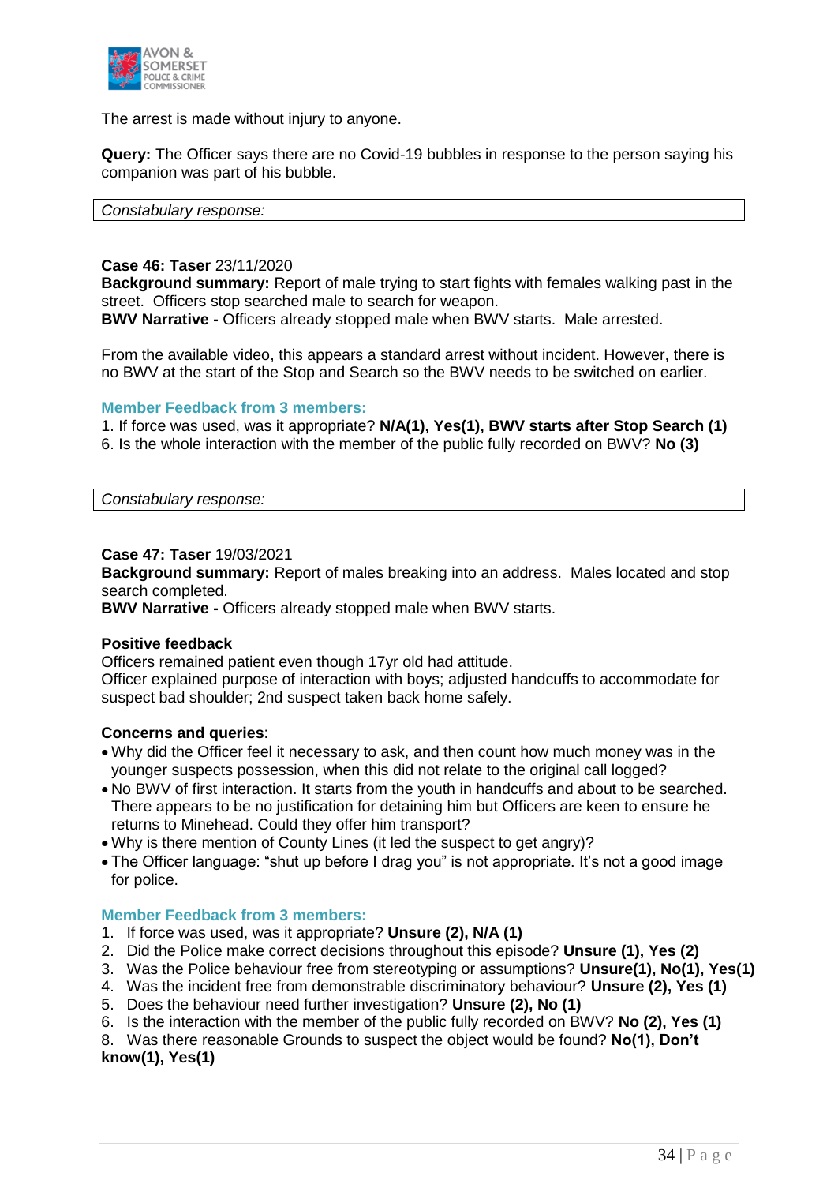The arrest is made without injury to anyone.

**Query:** The Officer says there are no Covid-19 bubbles in response to the person saying his companion was part of his bubble.

| *Constabulary response:* |
|---|

**Case 46: Taser** 23/11/2020
**Background summary:** Report of male trying to start fights with females walking past in the street. Officers stop searched male to search for weapon.
**BWV Narrative -** Officers already stopped male when BWV starts. Male arrested.

From the available video, this appears a standard arrest without incident. However, there is no BWV at the start of the Stop and Search so the BWV needs to be switched on earlier.

**Member Feedback from 3 members:**

1. If force was used, was it appropriate? **N/A(1), Yes(1), BWV starts after Stop Search (1)**
6. Is the whole interaction with the member of the public fully recorded on BWV? **No (3)**

| *Constabulary response:* |
|---|

**Case 47: Taser** 19/03/2021
**Background summary:** Report of males breaking into an address. Males located and stop search completed.
**BWV Narrative -** Officers already stopped male when BWV starts.

**Positive feedback**
Officers remained patient even though 17yr old had attitude.
Officer explained purpose of interaction with boys; adjusted handcuffs to accommodate for suspect bad shoulder; 2nd suspect taken back home safely.

**Concerns and queries**:

- Why did the Officer feel it necessary to ask, and then count how much money was in the younger suspects possession, when this did not relate to the original call logged?
- No BWV of first interaction. It starts from the youth in handcuffs and about to be searched. There appears to be no justification for detaining him but Officers are keen to ensure he returns to Minehead. Could they offer him transport?
- Why is there mention of County Lines (it led the suspect to get angry)?
- The Officer language: "shut up before I drag you" is not appropriate. It's not a good image for police.

**Member Feedback from 3 members:**

1. If force was used, was it appropriate? **Unsure (2), N/A (1)**
2. Did the Police make correct decisions throughout this episode? **Unsure (1), Yes (2)**
3. Was the Police behaviour free from stereotyping or assumptions? **Unsure(1), No(1), Yes(1)**
4. Was the incident free from demonstrable discriminatory behaviour? **Unsure (2), Yes (1)**
5. Does the behaviour need further investigation? **Unsure (2), No (1)**
6. Is the interaction with the member of the public fully recorded on BWV? **No (2), Yes (1)**
8. Was there reasonable Grounds to suspect the object would be found? **No(1), Don't know(1), Yes(1)**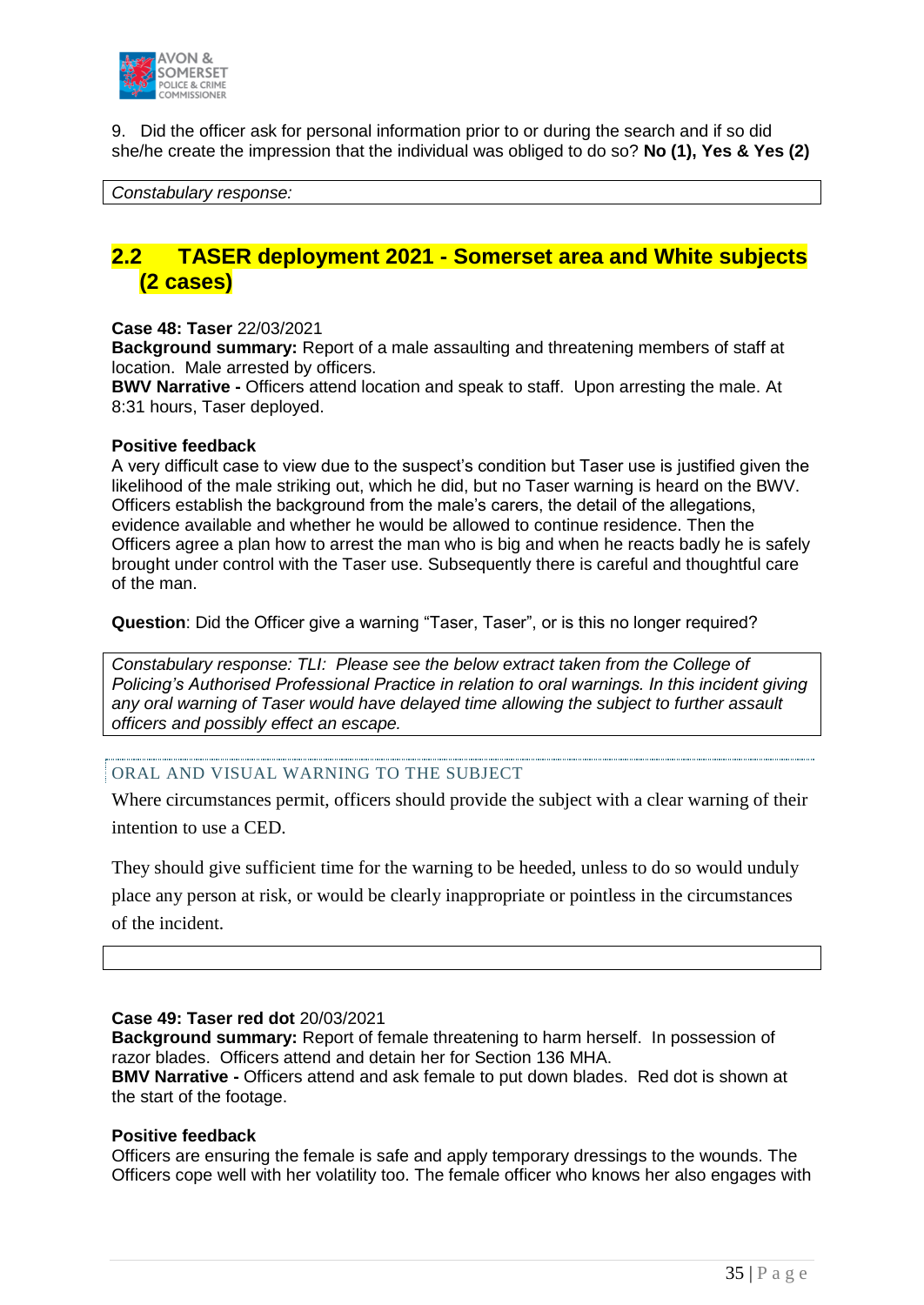9. Did the officer ask for personal information prior to or during the search and if so did she/he create the impression that the individual was obliged to do so? **No (1), Yes & Yes (2)**

*Constabulary response:*

## 2.2 TASER deployment 2021 - Somerset area and White subjects (2 cases)

**Case 48: Taser** 22/03/2021
**Background summary:** Report of a male assaulting and threatening members of staff at location. Male arrested by officers.
**BWV Narrative -** Officers attend location and speak to staff. Upon arresting the male. At 8:31 hours, Taser deployed.

**Positive feedback**
A very difficult case to view due to the suspect's condition but Taser use is justified given the likelihood of the male striking out, which he did, but no Taser warning is heard on the BWV. Officers establish the background from the male's carers, the detail of the allegations, evidence available and whether he would be allowed to continue residence. Then the Officers agree a plan how to arrest the man who is big and when he reacts badly he is safely brought under control with the Taser use. Subsequently there is careful and thoughtful care of the man.

**Question**: Did the Officer give a warning "Taser, Taser", or is this no longer required?

*Constabulary response: TLI: Please see the below extract taken from the College of Policing's Authorised Professional Practice in relation to oral warnings. In this incident giving any oral warning of Taser would have delayed time allowing the subject to further assault officers and possibly effect an escape.*

ORAL AND VISUAL WARNING TO THE SUBJECT

Where circumstances permit, officers should provide the subject with a clear warning of their intention to use a CED.

They should give sufficient time for the warning to be heeded, unless to do so would unduly place any person at risk, or would be clearly inappropriate or pointless in the circumstances of the incident.

**Case 49: Taser red dot** 20/03/2021
**Background summary:** Report of female threatening to harm herself. In possession of razor blades. Officers attend and detain her for Section 136 MHA.
**BMV Narrative -** Officers attend and ask female to put down blades. Red dot is shown at the start of the footage.

**Positive feedback**
Officers are ensuring the female is safe and apply temporary dressings to the wounds. The Officers cope well with her volatility too. The female officer who knows her also engages with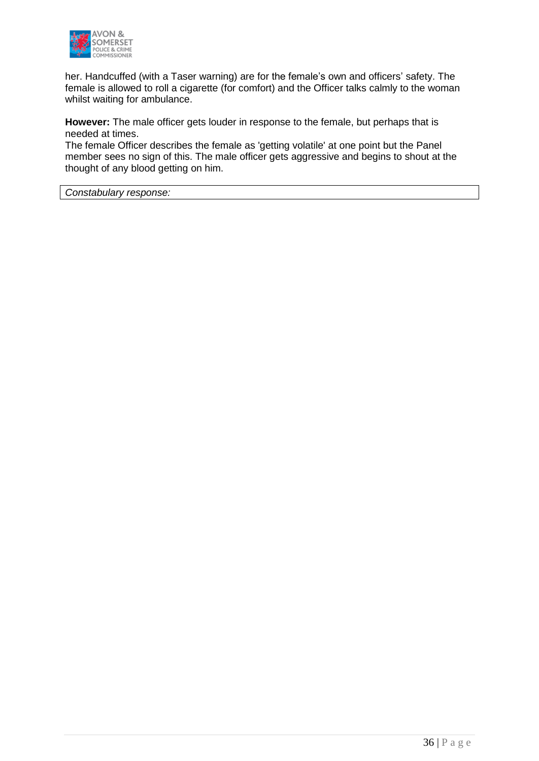her. Handcuffed (with a Taser warning) are for the female's own and officers' safety. The female is allowed to roll a cigarette (for comfort) and the Officer talks calmly to the woman whilst waiting for ambulance.

**However:** The male officer gets louder in response to the female, but perhaps that is needed at times.
The female Officer describes the female as 'getting volatile' at one point but the Panel member sees no sign of this. The male officer gets aggressive and begins to shout at the thought of any blood getting on him.

| *Constabulary response:* |
| --- |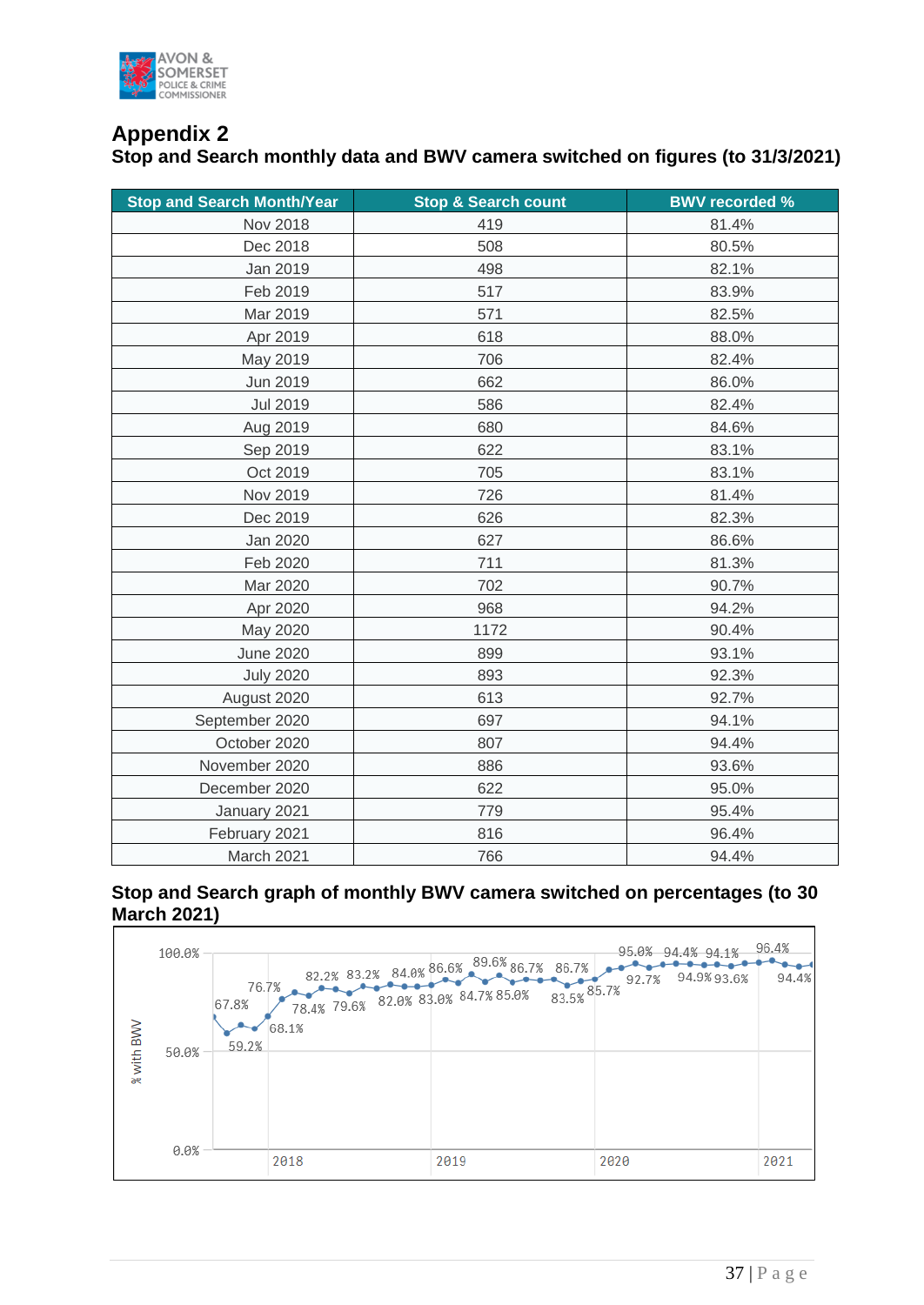## Appendix 2

### Stop and Search monthly data and BWV camera switched on figures (to 31/3/2021)

| Stop and Search Month/Year | Stop & Search count | BWV recorded % |
|---|---|---|
| Nov 2018 | 419 | 81.4% |
| Dec 2018 | 508 | 80.5% |
| Jan 2019 | 498 | 82.1% |
| Feb 2019 | 517 | 83.9% |
| Mar 2019 | 571 | 82.5% |
| Apr 2019 | 618 | 88.0% |
| May 2019 | 706 | 82.4% |
| Jun 2019 | 662 | 86.0% |
| Jul 2019 | 586 | 82.4% |
| Aug 2019 | 680 | 84.6% |
| Sep 2019 | 622 | 83.1% |
| Oct 2019 | 705 | 83.1% |
| Nov 2019 | 726 | 81.4% |
| Dec 2019 | 626 | 82.3% |
| Jan 2020 | 627 | 86.6% |
| Feb 2020 | 711 | 81.3% |
| Mar 2020 | 702 | 90.7% |
| Apr 2020 | 968 | 94.2% |
| May 2020 | 1172 | 90.4% |
| June 2020 | 899 | 93.1% |
| July 2020 | 893 | 92.3% |
| August 2020 | 613 | 92.7% |
| September 2020 | 697 | 94.1% |
| October 2020 | 807 | 94.4% |
| November 2020 | 886 | 93.6% |
| December 2020 | 622 | 95.0% |
| January 2021 | 779 | 95.4% |
| February 2021 | 816 | 96.4% |
| March 2021 | 766 | 94.4% |

### Stop and Search graph of monthly BWV camera switched on percentages (to 30 March 2021)

% with BWV

100.0% 50.0% 0.0%

67.8% 59.2% 68.1% 76.7% 78.4% 82.2% 79.6% 83.2% 82.0% 84.0% 83.0% 86.6% 84.7% 89.6% 85.0% 86.7% 83.5% 86.7% 85.7% 92.7% 95.0% 94.4% 94.9% 94.1% 93.6% 96.4% 94.4%

2018 2019 2020 2021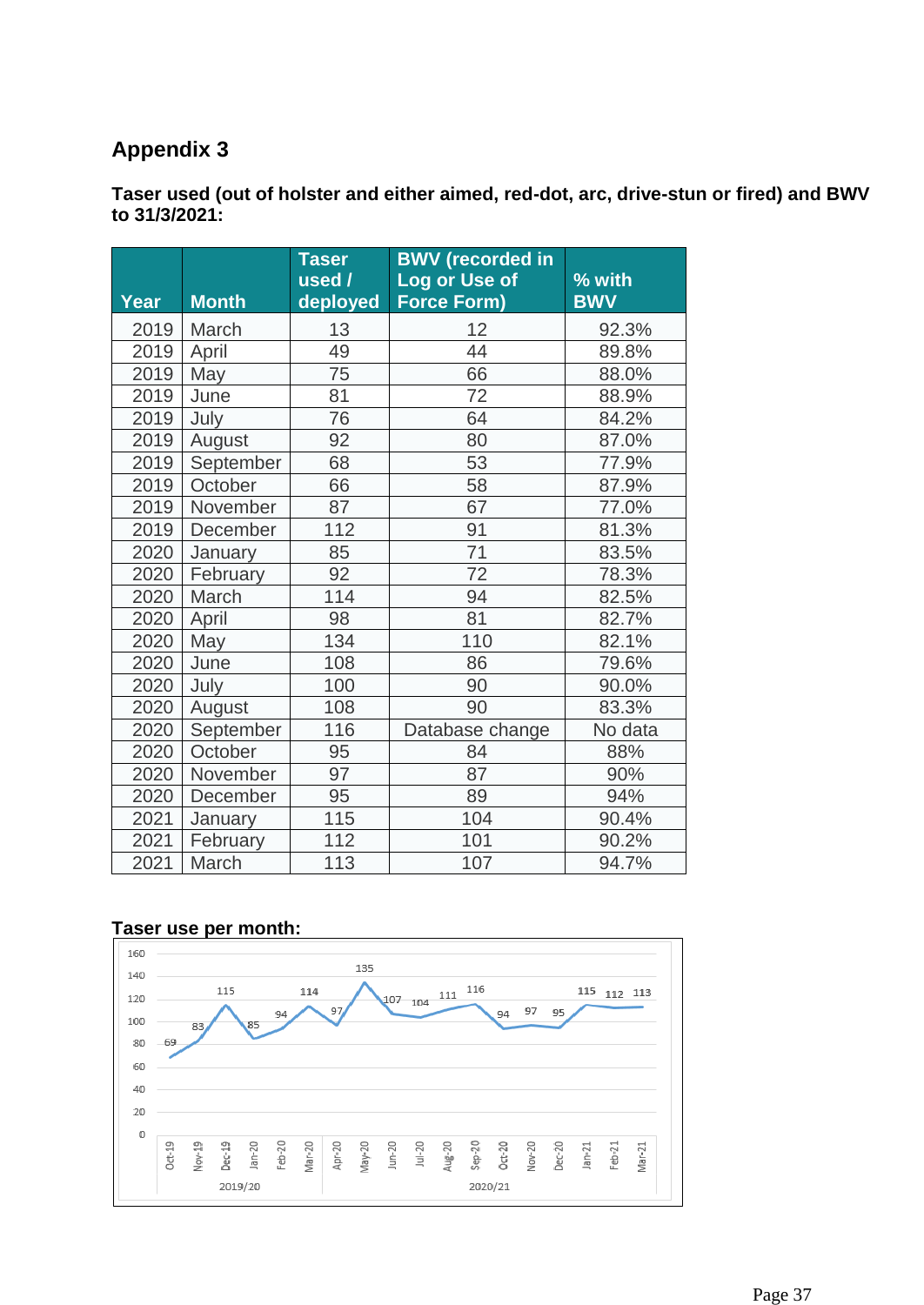## Appendix 3

**Taser used (out of holster and either aimed, red-dot, arc, drive-stun or fired) and BWV to 31/3/2021:**

| Year | Month | Taser used / deployed | BWV (recorded in Log or Use of Force Form) | % with BWV |
|---|---|---|---|---|
| 2019 | March | 13 | 12 | 92.3% |
| 2019 | April | 49 | 44 | 89.8% |
| 2019 | May | 75 | 66 | 88.0% |
| 2019 | June | 81 | 72 | 88.9% |
| 2019 | July | 76 | 64 | 84.2% |
| 2019 | August | 92 | 80 | 87.0% |
| 2019 | September | 68 | 53 | 77.9% |
| 2019 | October | 66 | 58 | 87.9% |
| 2019 | November | 87 | 67 | 77.0% |
| 2019 | December | 112 | 91 | 81.3% |
| 2020 | January | 85 | 71 | 83.5% |
| 2020 | February | 92 | 72 | 78.3% |
| 2020 | March | 114 | 94 | 82.5% |
| 2020 | April | 98 | 81 | 82.7% |
| 2020 | May | 134 | 110 | 82.1% |
| 2020 | June | 108 | 86 | 79.6% |
| 2020 | July | 100 | 90 | 90.0% |
| 2020 | August | 108 | 90 | 83.3% |
| 2020 | September | 116 | Database change | No data |
| 2020 | October | 95 | 84 | 88% |
| 2020 | November | 97 | 87 | 90% |
| 2020 | December | 95 | 89 | 94% |
| 2021 | January | 115 | 104 | 90.4% |
| 2021 | February | 112 | 101 | 90.2% |
| 2021 | March | 113 | 107 | 94.7% |

**Taser use per month:**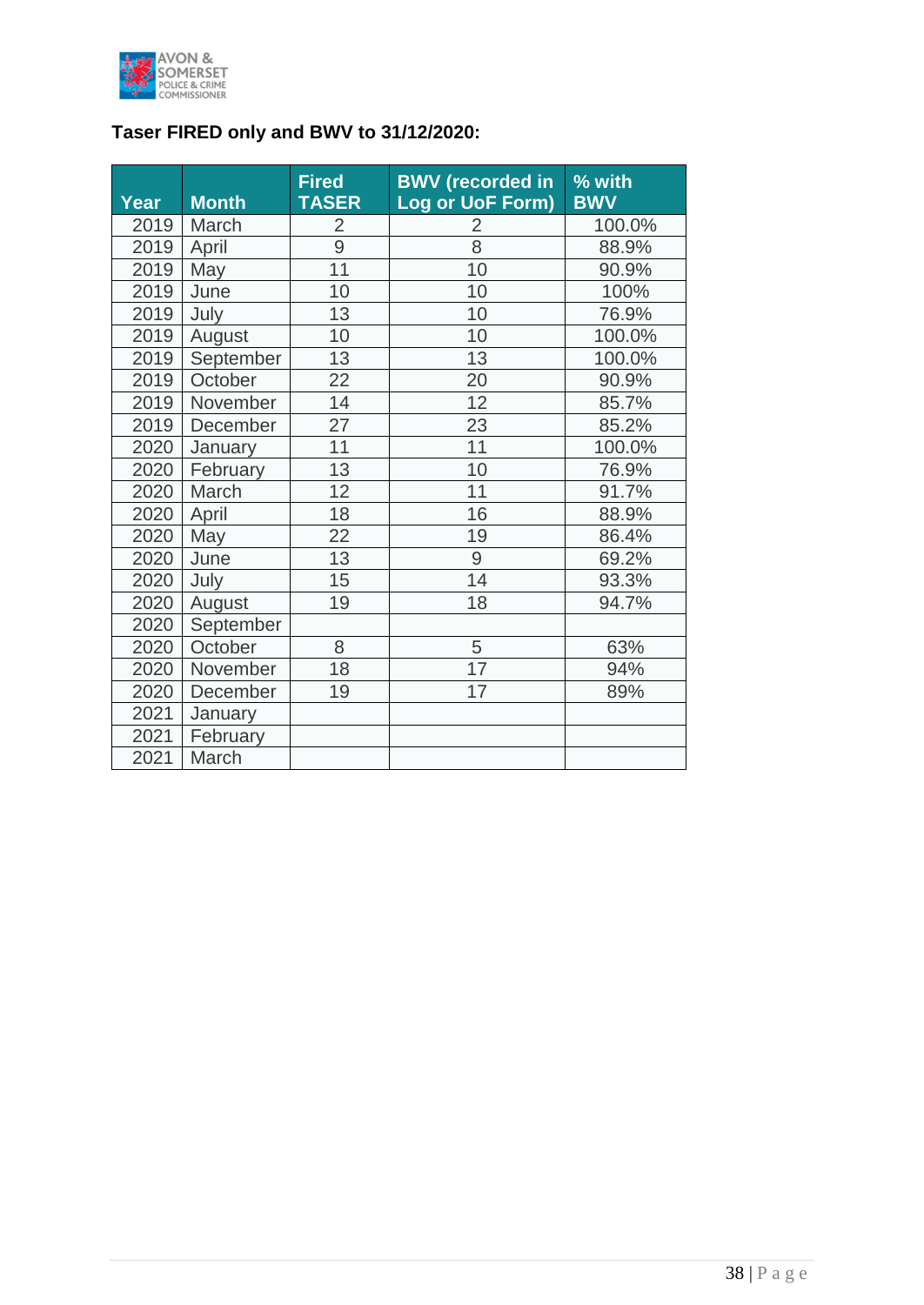**Taser FIRED only and BWV to 31/12/2020:**

| Year | Month | Fired TASER | BWV (recorded in Log or UoF Form) | % with BWV |
|---|---|---|---|---|
| 2019 | March | 2 | 2 | 100.0% |
| 2019 | April | 9 | 8 | 88.9% |
| 2019 | May | 11 | 10 | 90.9% |
| 2019 | June | 10 | 10 | 100% |
| 2019 | July | 13 | 10 | 76.9% |
| 2019 | August | 10 | 10 | 100.0% |
| 2019 | September | 13 | 13 | 100.0% |
| 2019 | October | 22 | 20 | 90.9% |
| 2019 | November | 14 | 12 | 85.7% |
| 2019 | December | 27 | 23 | 85.2% |
| 2020 | January | 11 | 11 | 100.0% |
| 2020 | February | 13 | 10 | 76.9% |
| 2020 | March | 12 | 11 | 91.7% |
| 2020 | April | 18 | 16 | 88.9% |
| 2020 | May | 22 | 19 | 86.4% |
| 2020 | June | 13 | 9 | 69.2% |
| 2020 | July | 15 | 14 | 93.3% |
| 2020 | August | 19 | 18 | 94.7% |
| 2020 | September | | | |
| 2020 | October | 8 | 5 | 63% |
| 2020 | November | 18 | 17 | 94% |
| 2020 | December | 19 | 17 | 89% |
| 2021 | January | | | |
| 2021 | February | | | |
| 2021 | March | | | |